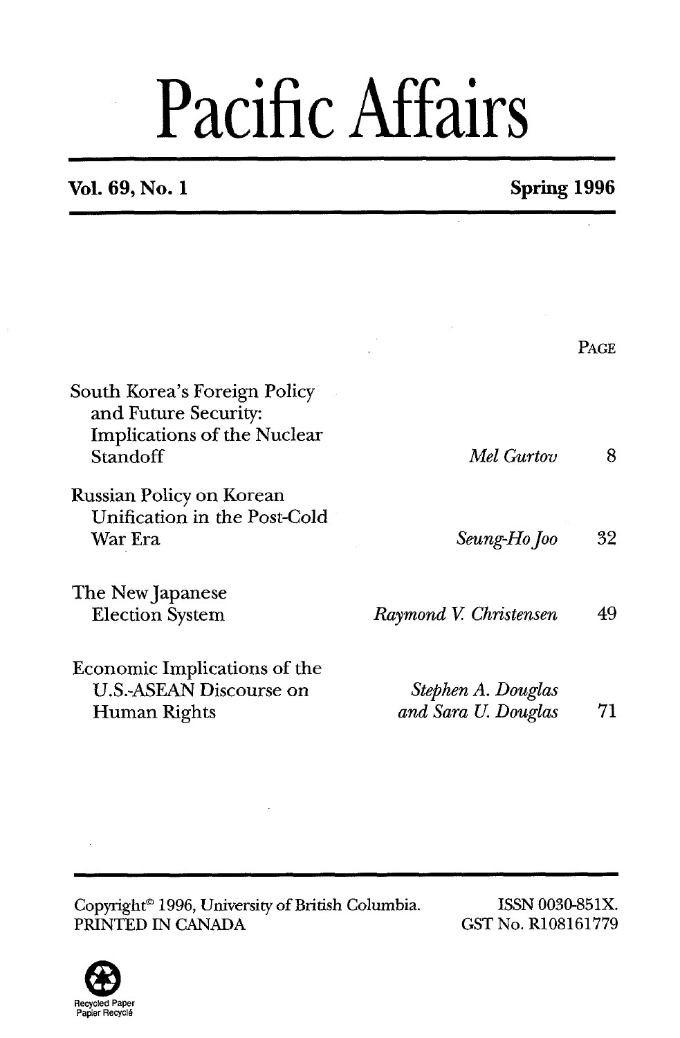# Pacific Affairs

**Vol. 69, No. 1** **Spring 1996**

| | | PAGE |
|---|---|---|
| South Korea's Foreign Policy and Future Security: Implications of the Nuclear Standoff | *Mel Gurtov* | 8 |
| Russian Policy on Korean Unification in the Post-Cold War Era | *Seung-Ho Joo* | 32 |
| The New Japanese Election System | *Raymond V. Christensen* | 49 |
| Economic Implications of the U.S.-ASEAN Discourse on Human Rights | *Stephen A. Douglas and Sara U. Douglas* | 71 |

Copyright© 1996, University of British Columbia.
PRINTED IN CANADA

ISSN 0030-851X.
GST No. R108161779

Recycled Paper
Papier Recyclé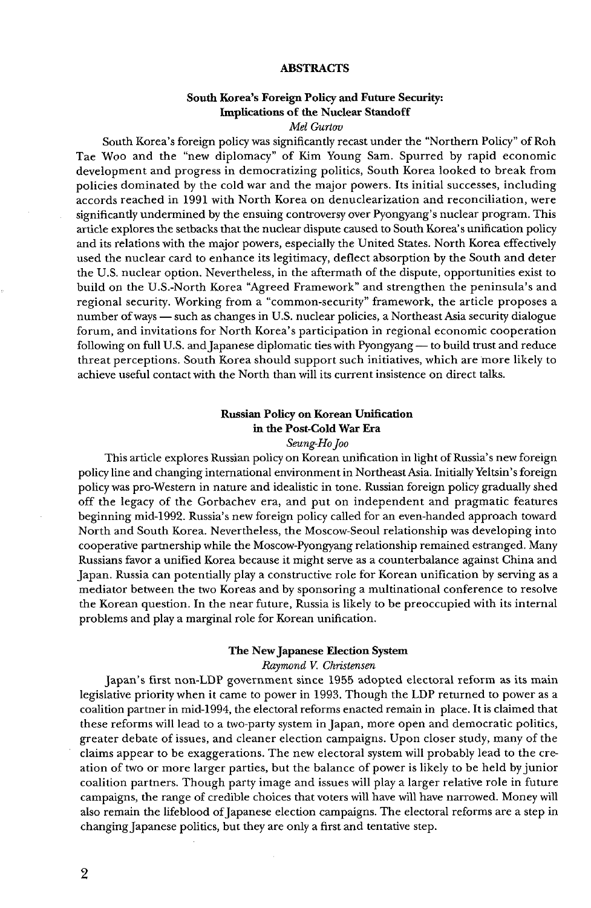# ABSTRACTS

## South Korea's Foreign Policy and Future Security: Implications of the Nuclear Standoff

*Mel Gurtov*

South Korea's foreign policy was significantly recast under the "Northern Policy" of Roh Tae Woo and the "new diplomacy" of Kim Young Sam. Spurred by rapid economic development and progress in democratizing politics, South Korea looked to break from policies dominated by the cold war and the major powers. Its initial successes, including accords reached in 1991 with North Korea on denuclearization and reconciliation, were significantly undermined by the ensuing controversy over Pyongyang's nuclear program. This article explores the setbacks that the nuclear dispute caused to South Korea's unification policy and its relations with the major powers, especially the United States. North Korea effectively used the nuclear card to enhance its legitimacy, deflect absorption by the South and deter the U.S. nuclear option. Nevertheless, in the aftermath of the dispute, opportunities exist to build on the U.S.-North Korea "Agreed Framework" and strengthen the peninsula's and regional security. Working from a "common-security" framework, the article proposes a number of ways — such as changes in U.S. nuclear policies, a Northeast Asia security dialogue forum, and invitations for North Korea's participation in regional economic cooperation following on full U.S. and Japanese diplomatic ties with Pyongyang — to build trust and reduce threat perceptions. South Korea should support such initiatives, which are more likely to achieve useful contact with the North than will its current insistence on direct talks.

## Russian Policy on Korean Unification in the Post-Cold War Era

*Seung-Ho Joo*

This article explores Russian policy on Korean unification in light of Russia's new foreign policy line and changing international environment in Northeast Asia. Initially Yeltsin's foreign policy was pro-Western in nature and idealistic in tone. Russian foreign policy gradually shed off the legacy of the Gorbachev era, and put on independent and pragmatic features beginning mid-1992. Russia's new foreign policy called for an even-handed approach toward North and South Korea. Nevertheless, the Moscow-Seoul relationship was developing into cooperative partnership while the Moscow-Pyongyang relationship remained estranged. Many Russians favor a unified Korea because it might serve as a counterbalance against China and Japan. Russia can potentially play a constructive role for Korean unification by serving as a mediator between the two Koreas and by sponsoring a multinational conference to resolve the Korean question. In the near future, Russia is likely to be preoccupied with its internal problems and play a marginal role for Korean unification.

## The New Japanese Election System

*Raymond V. Christensen*

Japan's first non-LDP government since 1955 adopted electoral reform as its main legislative priority when it came to power in 1993. Though the LDP returned to power as a coalition partner in mid-1994, the electoral reforms enacted remain in place. It is claimed that these reforms will lead to a two-party system in Japan, more open and democratic politics, greater debate of issues, and cleaner election campaigns. Upon closer study, many of the claims appear to be exaggerations. The new electoral system will probably lead to the creation of two or more larger parties, but the balance of power is likely to be held by junior coalition partners. Though party image and issues will play a larger relative role in future campaigns, the range of credible choices that voters will have will have narrowed. Money will also remain the lifeblood of Japanese election campaigns. The electoral reforms are a step in changing Japanese politics, but they are only a first and tentative step.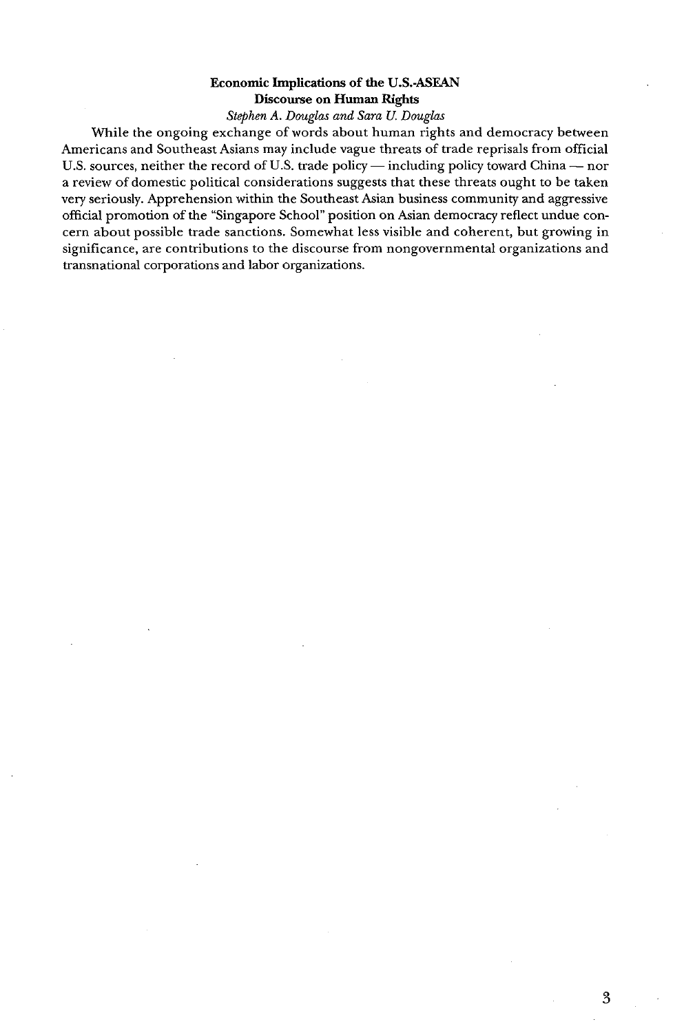### Economic Implications of the U.S.-ASEAN Discourse on Human Rights

*Stephen A. Douglas and Sara U. Douglas*

While the ongoing exchange of words about human rights and democracy between Americans and Southeast Asians may include vague threats of trade reprisals from official U.S. sources, neither the record of U.S. trade policy — including policy toward China — nor a review of domestic political considerations suggests that these threats ought to be taken very seriously. Apprehension within the Southeast Asian business community and aggressive official promotion of the "Singapore School" position on Asian democracy reflect undue concern about possible trade sanctions. Somewhat less visible and coherent, but growing in significance, are contributions to the discourse from nongovernmental organizations and transnational corporations and labor organizations.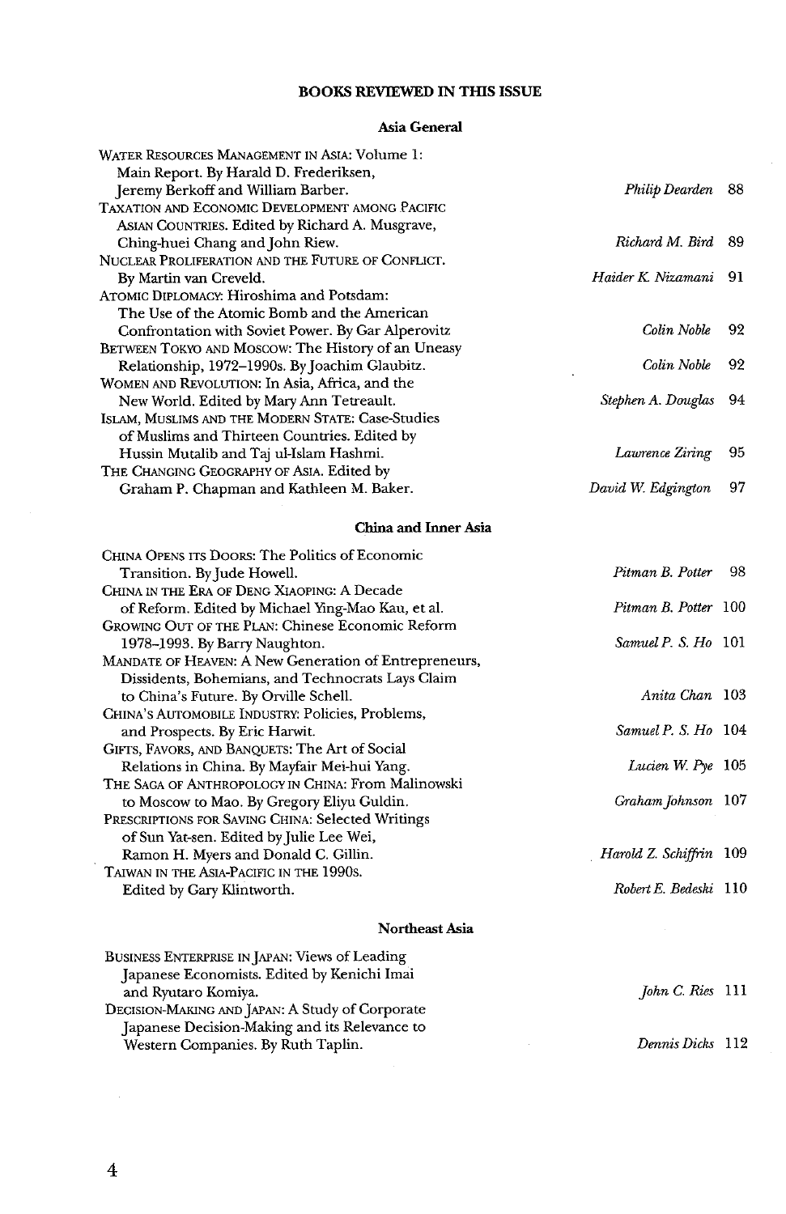# BOOKS REVIEWED IN THIS ISSUE

## Asia General

| Book | Reviewer | Page |
|---|---|---|
| WATER RESOURCES MANAGEMENT IN ASIA: Volume 1: Main Report. By Harald D. Frederiksen, Jeremy Berkoff and William Barber. | *Philip Dearden* | 88 |
| TAXATION AND ECONOMIC DEVELOPMENT AMONG PACIFIC ASIAN COUNTRIES. Edited by Richard A. Musgrave, Ching-huei Chang and John Riew. | *Richard M. Bird* | 89 |
| NUCLEAR PROLIFERATION AND THE FUTURE OF CONFLICT. By Martin van Creveld. | *Haider K. Nizamani* | 91 |
| ATOMIC DIPLOMACY: Hiroshima and Potsdam: The Use of the Atomic Bomb and the American Confrontation with Soviet Power. By Gar Alperovitz | *Colin Noble* | 92 |
| BETWEEN TOKYO AND MOSCOW: The History of an Uneasy Relationship, 1972–1990s. By Joachim Glaubitz. | *Colin Noble* | 92 |
| WOMEN AND REVOLUTION: In Asia, Africa, and the New World. Edited by Mary Ann Tetreault. | *Stephen A. Douglas* | 94 |
| ISLAM, MUSLIMS AND THE MODERN STATE: Case-Studies of Muslims and Thirteen Countries. Edited by Hussin Mutalib and Taj ul-Islam Hashmi. | *Lawrence Ziring* | 95 |
| THE CHANGING GEOGRAPHY OF ASIA. Edited by Graham P. Chapman and Kathleen M. Baker. | *David W. Edgington* | 97 |

## China and Inner Asia

| Book | Reviewer | Page |
|---|---|---|
| CHINA OPENS ITS DOORS: The Politics of Economic Transition. By Jude Howell. | *Pitman B. Potter* | 98 |
| CHINA IN THE ERA OF DENG XIAOPING: A Decade of Reform. Edited by Michael Ying-Mao Kau, et al. | *Pitman B. Potter* | 100 |
| GROWING OUT OF THE PLAN: Chinese Economic Reform 1978–1993. By Barry Naughton. | *Samuel P. S. Ho* | 101 |
| MANDATE OF HEAVEN: A New Generation of Entrepreneurs, Dissidents, Bohemians, and Technocrats Lays Claim to China's Future. By Orville Schell. | *Anita Chan* | 103 |
| CHINA'S AUTOMOBILE INDUSTRY: Policies, Problems, and Prospects. By Eric Harwit. | *Samuel P. S. Ho* | 104 |
| GIFTS, FAVORS, AND BANQUETS: The Art of Social Relations in China. By Mayfair Mei-hui Yang. | *Lucien W. Pye* | 105 |
| THE SAGA OF ANTHROPOLOGY IN CHINA: From Malinowski to Moscow to Mao. By Gregory Eliyu Guldin. | *Graham Johnson* | 107 |
| PRESCRIPTIONS FOR SAVING CHINA: Selected Writings of Sun Yat-sen. Edited by Julie Lee Wei, Ramon H. Myers and Donald C. Gillin. | *Harold Z. Schiffrin* | 109 |
| TAIWAN IN THE ASIA-PACIFIC IN THE 1990S. Edited by Gary Klintworth. | *Robert E. Bedeski* | 110 |

## Northeast Asia

| Book | Reviewer | Page |
|---|---|---|
| BUSINESS ENTERPRISE IN JAPAN: Views of Leading Japanese Economists. Edited by Kenichi Imai and Ryutaro Komiya. | *John C. Ries* | 111 |
| DECISION-MAKING AND JAPAN: A Study of Corporate Japanese Decision-Making and its Relevance to Western Companies. By Ruth Taplin. | *Dennis Dicks* | 112 |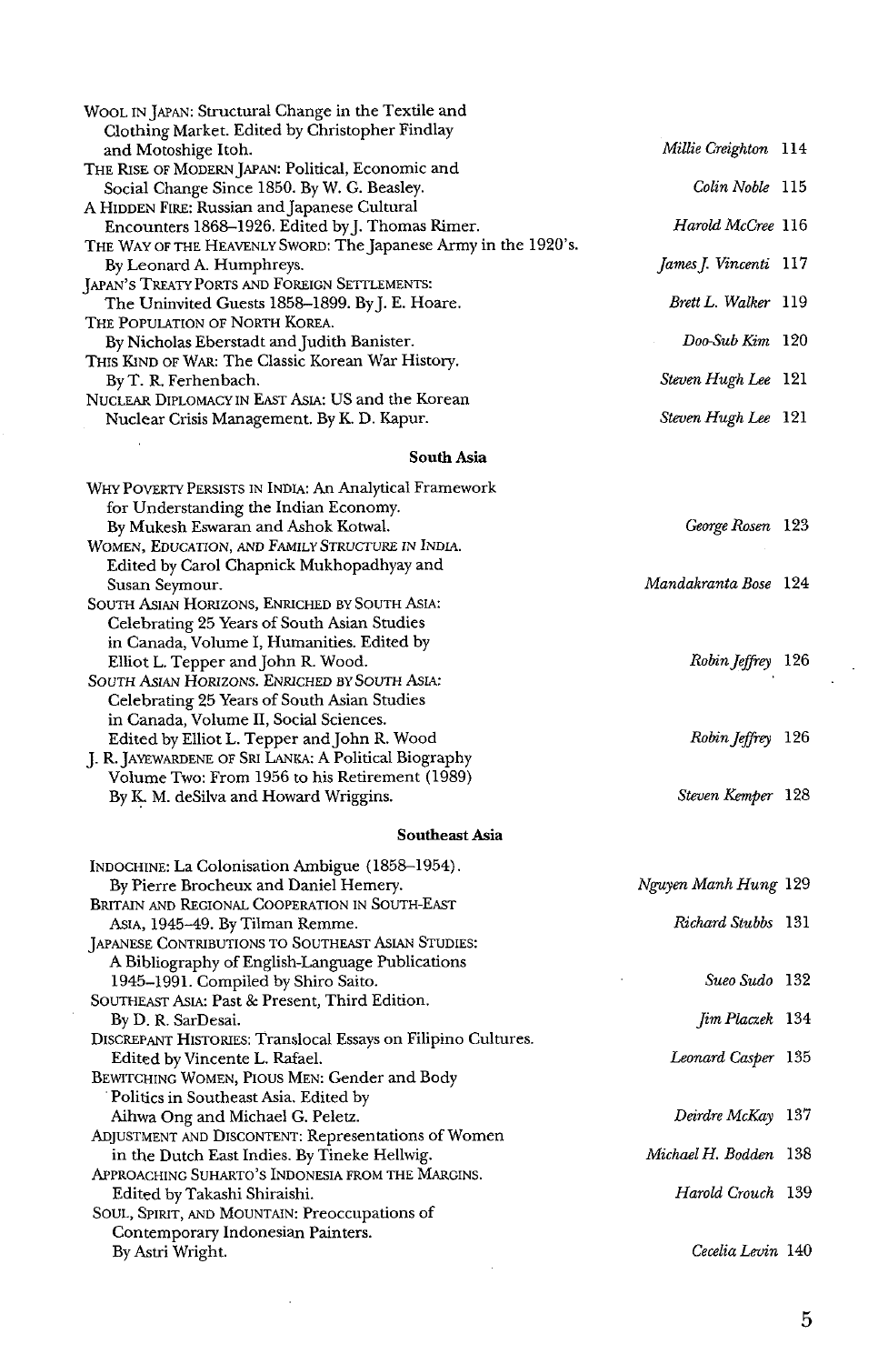| | | |
|---|---|---|
| WOOL IN JAPAN: Structural Change in the Textile and Clothing Market. Edited by Christopher Findlay and Motoshige Itoh. | *Millie Creighton* | 114 |
| THE RISE OF MODERN JAPAN: Political, Economic and Social Change Since 1850. By W. G. Beasley. | *Colin Noble* | 115 |
| A HIDDEN FIRE: Russian and Japanese Cultural Encounters 1868–1926. Edited by J. Thomas Rimer. | *Harold McCree* | 116 |
| THE WAY OF THE HEAVENLY SWORD: The Japanese Army in the 1920's. By Leonard A. Humphreys. | *James J. Vincenti* | 117 |
| JAPAN'S TREATY PORTS AND FOREIGN SETTLEMENTS: The Uninvited Guests 1858–1899. By J. E. Hoare. | *Brett L. Walker* | 119 |
| THE POPULATION OF NORTH KOREA. By Nicholas Eberstadt and Judith Banister. | *Doo-Sub Kim* | 120 |
| THIS KIND OF WAR: The Classic Korean War History. By T. R. Ferhenbach. | *Steven Hugh Lee* | 121 |
| NUCLEAR DIPLOMACY IN EAST ASIA: US and the Korean Nuclear Crisis Management. By K. D. Kapur. | *Steven Hugh Lee* | 121 |

### South Asia

| | | |
|---|---|---|
| WHY POVERTY PERSISTS IN INDIA: An Analytical Framework for Understanding the Indian Economy. By Mukesh Eswaran and Ashok Kotwal. | *George Rosen* | 123 |
| WOMEN, EDUCATION, AND FAMILY STRUCTURE IN INDIA. Edited by Carol Chapnick Mukhopadhyay and Susan Seymour. | *Mandakranta Bose* | 124 |
| SOUTH ASIAN HORIZONS, ENRICHED BY SOUTH ASIA: Celebrating 25 Years of South Asian Studies in Canada, Volume I, Humanities. Edited by Elliot L. Tepper and John R. Wood. | *Robin Jeffrey* | 126 |
| SOUTH ASIAN HORIZONS. ENRICHED BY SOUTH ASIA: Celebrating 25 Years of South Asian Studies in Canada, Volume II, Social Sciences. Edited by Elliot L. Tepper and John R. Wood | *Robin Jeffrey* | 126 |
| J. R. JAYEWARDENE OF SRI LANKA: A Political Biography Volume Two: From 1956 to his Retirement (1989) By K. M. deSilva and Howard Wriggins. | *Steven Kemper* | 128 |

### Southeast Asia

| | | |
|---|---|---|
| INDOCHINE: La Colonisation Ambigue (1858–1954). By Pierre Brocheux and Daniel Hemery. | *Nguyen Manh Hung* | 129 |
| BRITAIN AND REGIONAL COOPERATION IN SOUTH-EAST ASIA, 1945–49. By Tilman Remme. | *Richard Stubbs* | 131 |
| JAPANESE CONTRIBUTIONS TO SOUTHEAST ASIAN STUDIES: A Bibliography of English-Language Publications 1945–1991. Compiled by Shiro Saito. | *Sueo Sudo* | 132 |
| SOUTHEAST ASIA: Past & Present, Third Edition. By D. R. SarDesai. | *Jim Placzek* | 134 |
| DISCREPANT HISTORIES: Translocal Essays on Filipino Cultures. Edited by Vincente L. Rafael. | *Leonard Casper* | 135 |
| BEWITCHING WOMEN, PIOUS MEN: Gender and Body Politics in Southeast Asia. Edited by Aihwa Ong and Michael G. Peletz. | *Deirdre McKay* | 137 |
| ADJUSTMENT AND DISCONTENT: Representations of Women in the Dutch East Indies. By Tineke Hellwig. | *Michael H. Bodden* | 138 |
| APPROACHING SUHARTO'S INDONESIA FROM THE MARGINS. Edited by Takashi Shiraishi. | *Harold Crouch* | 139 |
| SOUL, SPIRIT, AND MOUNTAIN: Preoccupations of Contemporary Indonesian Painters. By Astri Wright. | *Cecelia Levin* | 140 |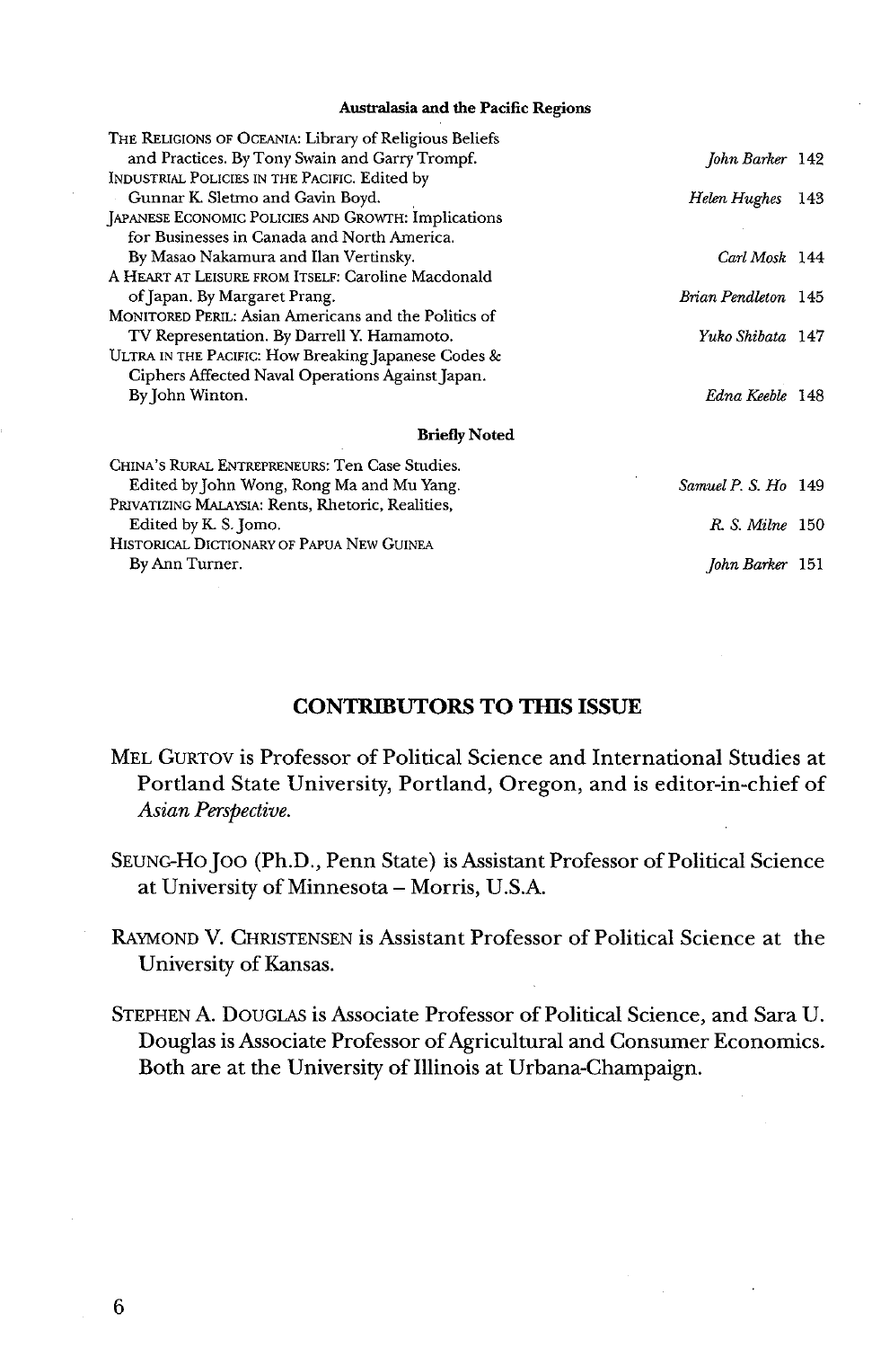### Australasia and the Pacific Regions

| | | |
|---|---|---|
| THE RELIGIONS OF OCEANIA: Library of Religious Beliefs and Practices. By Tony Swain and Garry Trompf. | *John Barker* | 142 |
| INDUSTRIAL POLICIES IN THE PACIFIC. Edited by Gunnar K. Sletmo and Gavin Boyd. | *Helen Hughes* | 143 |
| JAPANESE ECONOMIC POLICIES AND GROWTH: Implications for Businesses in Canada and North America. By Masao Nakamura and Ilan Vertinsky. | *Carl Mosk* | 144 |
| A HEART AT LEISURE FROM ITSELF: Caroline Macdonald of Japan. By Margaret Prang. | *Brian Pendleton* | 145 |
| MONITORED PERIL: Asian Americans and the Politics of TV Representation. By Darrell Y. Hamamoto. | *Yuko Shibata* | 147 |
| ULTRA IN THE PACIFIC: How Breaking Japanese Codes & Ciphers Affected Naval Operations Against Japan. By John Winton. | *Edna Keeble* | 148 |

### Briefly Noted

| | | |
|---|---|---|
| CHINA'S RURAL ENTREPRENEURS: Ten Case Studies. Edited by John Wong, Rong Ma and Mu Yang. | *Samuel P. S. Ho* | 149 |
| PRIVATIZING MALAYSIA: Rents, Rhetoric, Realities, Edited by K. S. Jomo. | *R. S. Milne* | 150 |
| HISTORICAL DICTIONARY OF PAPUA NEW GUINEA By Ann Turner. | *John Barker* | 151 |

## CONTRIBUTORS TO THIS ISSUE

MEL GURTOV is Professor of Political Science and International Studies at Portland State University, Portland, Oregon, and is editor-in-chief of *Asian Perspective.*

SEUNG-HO JOO (Ph.D., Penn State) is Assistant Professor of Political Science at University of Minnesota – Morris, U.S.A.

RAYMOND V. CHRISTENSEN is Assistant Professor of Political Science at the University of Kansas.

STEPHEN A. DOUGLAS is Associate Professor of Political Science, and Sara U. Douglas is Associate Professor of Agricultural and Consumer Economics. Both are at the University of Illinois at Urbana-Champaign.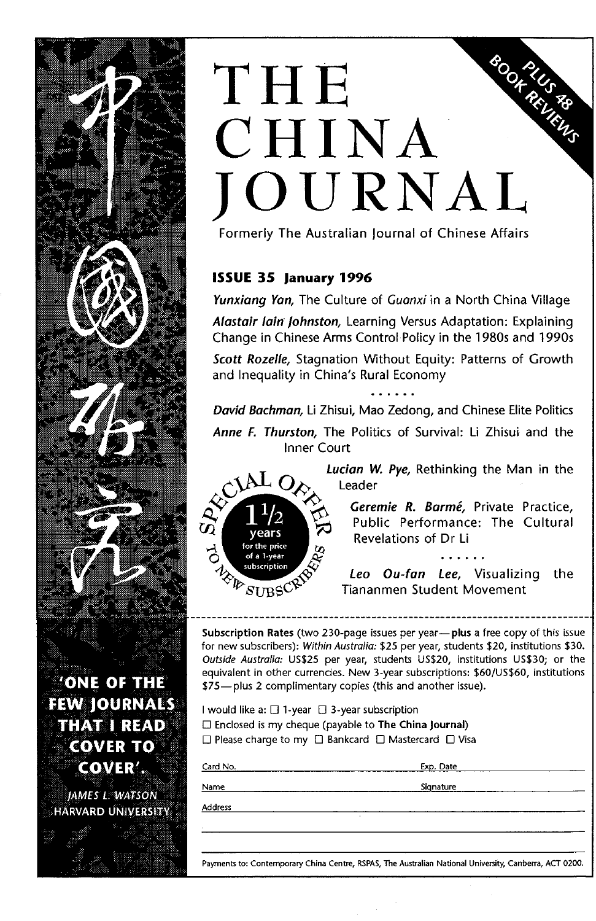# THE CHINA JOURNAL

PLUS 48 BOOK REVIEWS

Formerly The Australian Journal of Chinese Affairs

**ISSUE 35 January 1996**

*Yunxiang Yan,* The Culture of *Guanxi* in a North China Village

*Alastair Iain Johnston,* Learning Versus Adaptation: Explaining Change in Chinese Arms Control Policy in the 1980s and 1990s

*Scott Rozelle,* Stagnation Without Equity: Patterns of Growth and Inequality in China's Rural Economy

. . . . . .

*David Bachman,* Li Zhisui, Mao Zedong, and Chinese Elite Politics

*Anne F. Thurston,* The Politics of Survival: Li Zhisui and the Inner Court

*Lucian W. Pye,* Rethinking the Man in the Leader

*Geremie R. Barmé,* Private Practice, Public Performance: The Cultural Revelations of Dr Li

. . . . . .

*Leo Ou-fan Lee,* Visualizing the Tiananmen Student Movement

SPECIAL OFFER TO NEW SUBSCRIBERS: 1½ years for the price of a 1-year subscription

'ONE OF THE FEW JOURNALS THAT I READ COVER TO COVER'.
JAMES L. WATSON
HARVARD UNIVERSITY

**Subscription Rates** (two 230-page issues per year—**plus** a free copy of this issue for new subscribers): *Within Australia:* $25 per year, students $20, institutions $30. *Outside Australia:* US$25 per year, students US$20, institutions US$30; or the equivalent in other currencies. New 3-year subscriptions: $60/US$60, institutions $75—plus 2 complimentary copies (this and another issue).

I would like a: ☐ 1-year ☐ 3-year subscription
☐ Enclosed is my cheque (payable to **The China Journal**)
☐ Please charge to my ☐ Bankcard ☐ Mastercard ☐ Visa

Card No. ____________ Exp. Date ____________

Name ____________ Signature ____________

Address ____________

Payments to: Contemporary China Centre, RSPAS, The Australian National University, Canberra, ACT 0200.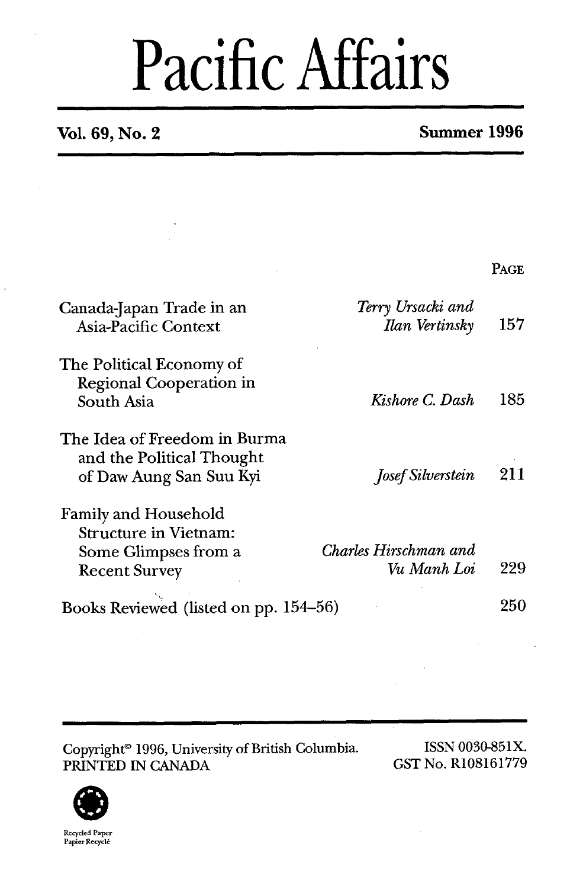# Pacific Affairs

**Vol. 69, No. 2** **Summer 1996**

| | | PAGE |
|---|---|---|
| Canada-Japan Trade in an Asia-Pacific Context | *Terry Ursacki and Ilan Vertinsky* | 157 |
| The Political Economy of Regional Cooperation in South Asia | *Kishore C. Dash* | 185 |
| The Idea of Freedom in Burma and the Political Thought of Daw Aung San Suu Kyi | *Josef Silverstein* | 211 |
| Family and Household Structure in Vietnam: Some Glimpses from a Recent Survey | *Charles Hirschman and Vu Manh Loi* | 229 |
| Books Reviewed (listed on pp. 154–56) | | 250 |

Copyright© 1996, University of British Columbia.
PRINTED IN CANADA

ISSN 0030-851X.
GST No. R108161779

Recycled Paper
Papier Recyclé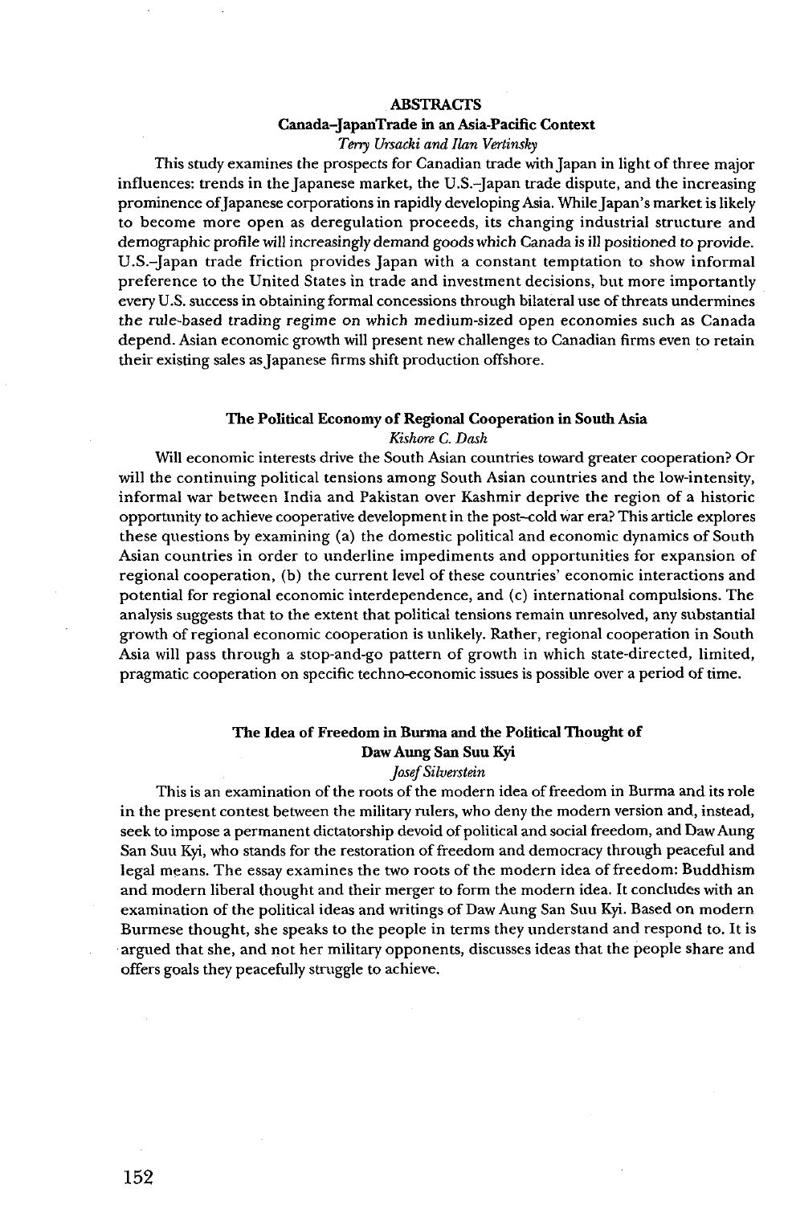# ABSTRACTS

## Canada–JapanTrade in an Asia-Pacific Context

*Terry Ursacki and Ilan Vertinsky*

This study examines the prospects for Canadian trade with Japan in light of three major influences: trends in the Japanese market, the U.S.–Japan trade dispute, and the increasing prominence of Japanese corporations in rapidly developing Asia. While Japan's market is likely to become more open as deregulation proceeds, its changing industrial structure and demographic profile will increasingly demand goods which Canada is ill positioned to provide. U.S.–Japan trade friction provides Japan with a constant temptation to show informal preference to the United States in trade and investment decisions, but more importantly every U.S. success in obtaining formal concessions through bilateral use of threats undermines the rule-based trading regime on which medium-sized open economies such as Canada depend. Asian economic growth will present new challenges to Canadian firms even to retain their existing sales as Japanese firms shift production offshore.

## The Political Economy of Regional Cooperation in South Asia

*Kishore C. Dash*

Will economic interests drive the South Asian countries toward greater cooperation? Or will the continuing political tensions among South Asian countries and the low-intensity, informal war between India and Pakistan over Kashmir deprive the region of a historic opportunity to achieve cooperative development in the post–cold war era? This article explores these questions by examining (a) the domestic political and economic dynamics of South Asian countries in order to underline impediments and opportunities for expansion of regional cooperation, (b) the current level of these countries' economic interactions and potential for regional economic interdependence, and (c) international compulsions. The analysis suggests that to the extent that political tensions remain unresolved, any substantial growth of regional economic cooperation is unlikely. Rather, regional cooperation in South Asia will pass through a stop-and-go pattern of growth in which state-directed, limited, pragmatic cooperation on specific techno-economic issues is possible over a period of time.

## The Idea of Freedom in Burma and the Political Thought of Daw Aung San Suu Kyi

*Josef Silverstein*

This is an examination of the roots of the modern idea of freedom in Burma and its role in the present contest between the military rulers, who deny the modern version and, instead, seek to impose a permanent dictatorship devoid of political and social freedom, and Daw Aung San Suu Kyi, who stands for the restoration of freedom and democracy through peaceful and legal means. The essay examines the two roots of the modern idea of freedom: Buddhism and modern liberal thought and their merger to form the modern idea. It concludes with an examination of the political ideas and writings of Daw Aung San Suu Kyi. Based on modern Burmese thought, she speaks to the people in terms they understand and respond to. It is argued that she, and not her military opponents, discusses ideas that the people share and offers goals they peacefully struggle to achieve.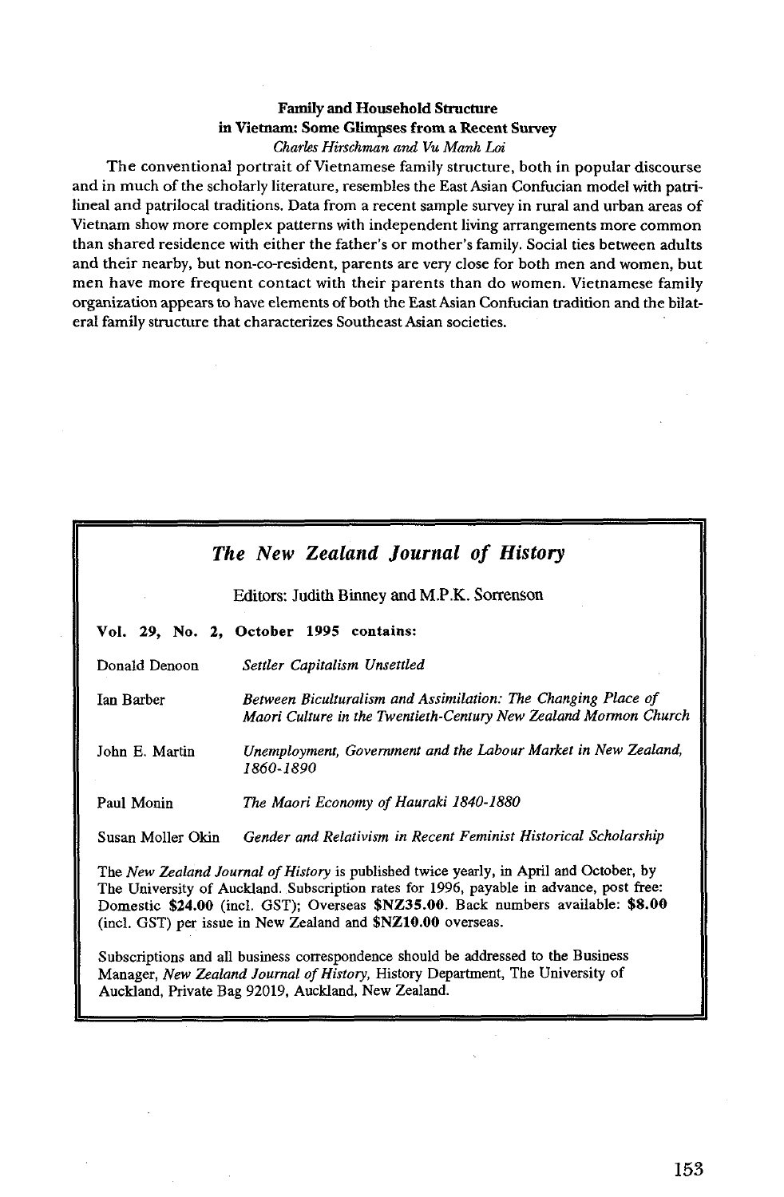**Family and Household Structure in Vietnam: Some Glimpses from a Recent Survey**

*Charles Hirschman and Vu Manh Loi*

The conventional portrait of Vietnamese family structure, both in popular discourse and in much of the scholarly literature, resembles the East Asian Confucian model with patrilineal and patrilocal traditions. Data from a recent sample survey in rural and urban areas of Vietnam show more complex patterns with independent living arrangements more common than shared residence with either the father's or mother's family. Social ties between adults and their nearby, but non-co-resident, parents are very close for both men and women, but men have more frequent contact with their parents than do women. Vietnamese family organization appears to have elements of both the East Asian Confucian tradition and the bilateral family structure that characterizes Southeast Asian societies.

## *The New Zealand Journal of History*

Editors: Judith Binney and M.P.K. Sorrenson

**Vol. 29, No. 2, October 1995 contains:**

| | |
|---|---|
| Donald Denoon | *Settler Capitalism Unsettled* |
| Ian Barber | *Between Biculturalism and Assimilation: The Changing Place of Maori Culture in the Twentieth-Century New Zealand Mormon Church* |
| John E. Martin | *Unemployment, Government and the Labour Market in New Zealand, 1860-1890* |
| Paul Monin | *The Maori Economy of Hauraki 1840-1880* |
| Susan Moller Okin | *Gender and Relativism in Recent Feminist Historical Scholarship* |

The *New Zealand Journal of History* is published twice yearly, in April and October, by The University of Auckland. Subscription rates for 1996, payable in advance, post free: Domestic **$24.00** (incl. GST); Overseas **$NZ35.00**. Back numbers available: **$8.00** (incl. GST) per issue in New Zealand and **$NZ10.00** overseas.

Subscriptions and all business correspondence should be addressed to the Business Manager, *New Zealand Journal of History*, History Department, The University of Auckland, Private Bag 92019, Auckland, New Zealand.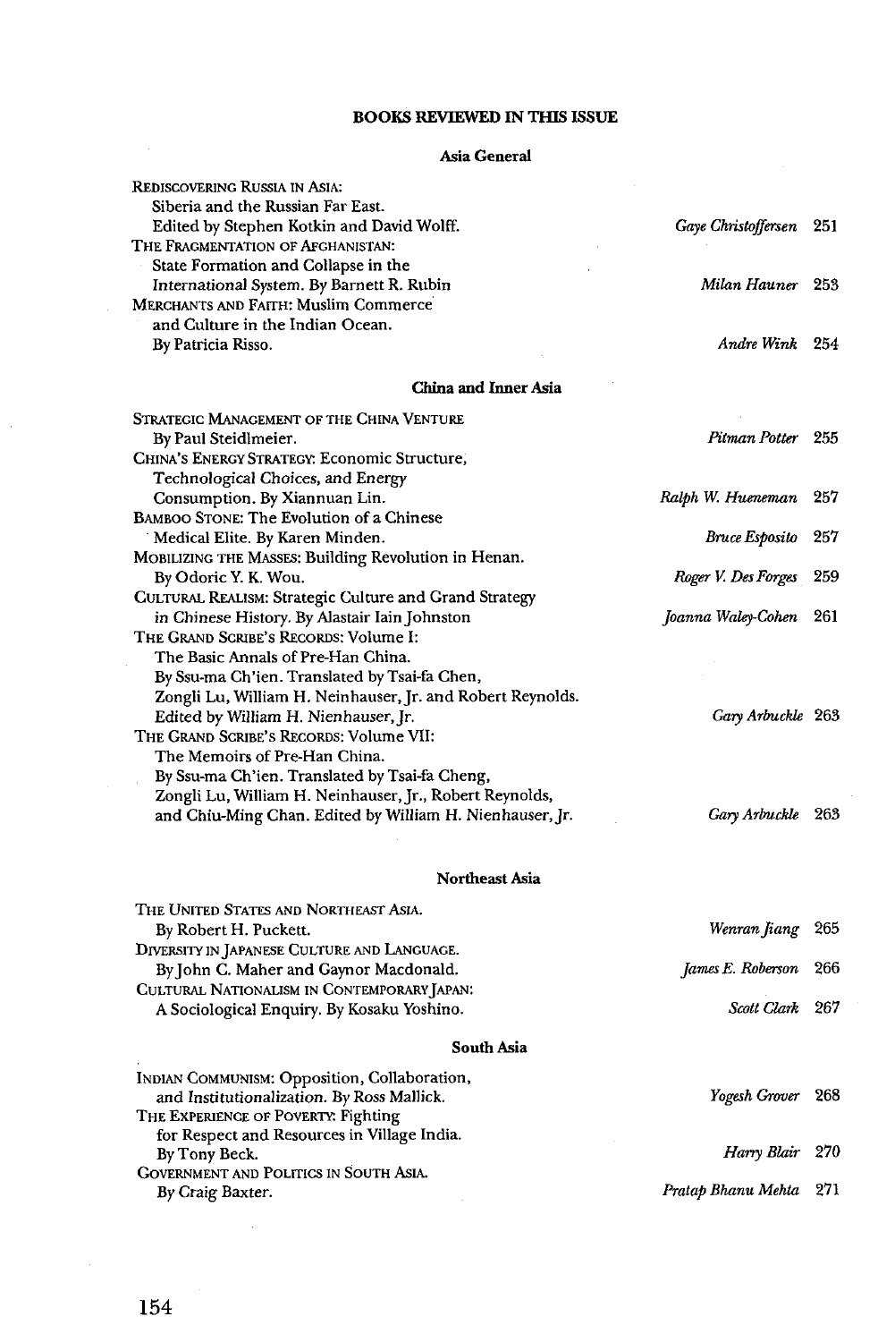## BOOKS REVIEWED IN THIS ISSUE

### Asia General

| Book | Reviewer | Page |
|---|---|---|
| REDISCOVERING RUSSIA IN ASIA: Siberia and the Russian Far East. Edited by Stephen Kotkin and David Wolff. | *Gaye Christoffersen* | 251 |
| THE FRAGMENTATION OF AFGHANISTAN: State Formation and Collapse in the International System. By Barnett R. Rubin | *Milan Hauner* | 253 |
| MERCHANTS AND FAITH: Muslim Commerce and Culture in the Indian Ocean. By Patricia Risso. | *Andre Wink* | 254 |

### China and Inner Asia

| Book | Reviewer | Page |
|---|---|---|
| STRATEGIC MANAGEMENT OF THE CHINA VENTURE By Paul Steidlmeier. | *Pitman Potter* | 255 |
| CHINA'S ENERGY STRATEGY: Economic Structure, Technological Choices, and Energy Consumption. By Xiannuan Lin. | *Ralph W. Hueneman* | 257 |
| BAMBOO STONE: The Evolution of a Chinese Medical Elite. By Karen Minden. | *Bruce Esposito* | 257 |
| MOBILIZING THE MASSES: Building Revolution in Henan. By Odoric Y. K. Wou. | *Roger V. Des Forges* | 259 |
| CULTURAL REALISM: Strategic Culture and Grand Strategy in Chinese History. By Alastair Iain Johnston | *Joanna Waley-Cohen* | 261 |
| THE GRAND SCRIBE'S RECORDS: Volume I: The Basic Annals of Pre-Han China. By Ssu-ma Ch'ien. Translated by Tsai-fa Chen, Zongli Lu, William H. Neinhauser, Jr. and Robert Reynolds. Edited by William H. Nienhauser, Jr. | *Gary Arbuckle* | 263 |
| THE GRAND SCRIBE'S RECORDS: Volume VII: The Memoirs of Pre-Han China. By Ssu-ma Ch'ien. Translated by Tsai-fa Cheng, Zongli Lu, William H. Neinhauser, Jr., Robert Reynolds, and Chiu-Ming Chan. Edited by William H. Nienhauser, Jr. | *Gary Arbuckle* | 263 |

### Northeast Asia

| Book | Reviewer | Page |
|---|---|---|
| THE UNITED STATES AND NORTHEAST ASIA. By Robert H. Puckett. | *Wenran Jiang* | 265 |
| DIVERSITY IN JAPANESE CULTURE AND LANGUAGE. By John C. Maher and Gaynor Macdonald. | *James E. Roberson* | 266 |
| CULTURAL NATIONALISM IN CONTEMPORARY JAPAN: A Sociological Enquiry. By Kosaku Yoshino. | *Scott Clark* | 267 |

### South Asia

| Book | Reviewer | Page |
|---|---|---|
| INDIAN COMMUNISM: Opposition, Collaboration, and Institutionalization. By Ross Mallick. | *Yogesh Grover* | 268 |
| THE EXPERIENCE OF POVERTY: Fighting for Respect and Resources in Village India. By Tony Beck. | *Harry Blair* | 270 |
| GOVERNMENT AND POLITICS IN SOUTH ASIA. By Craig Baxter. | *Pratap Bhanu Mehta* | 271 |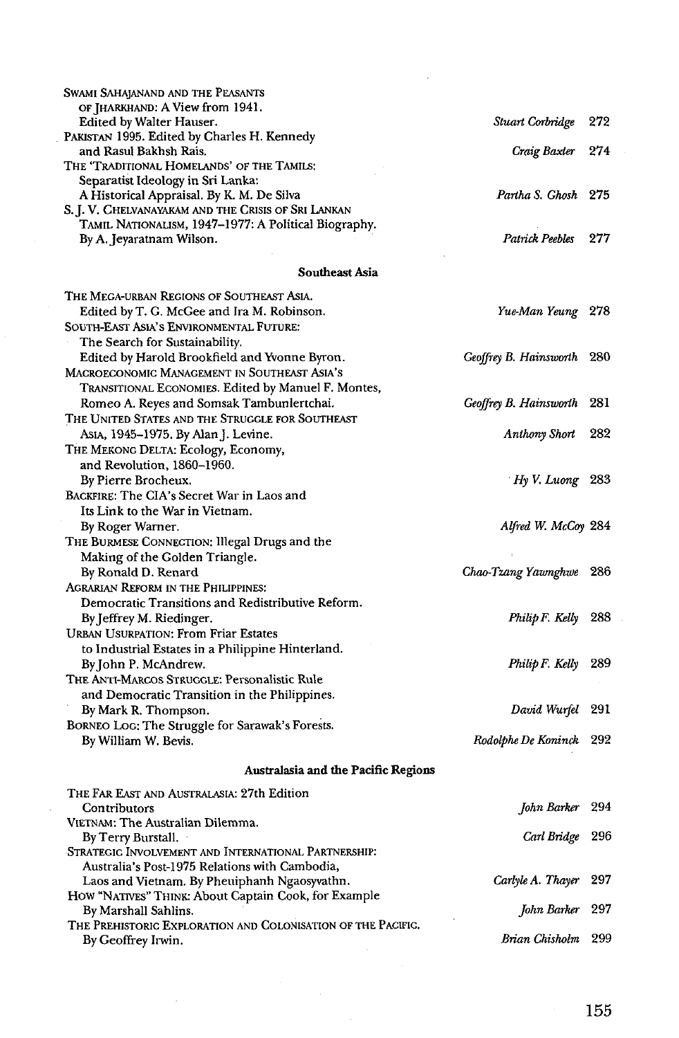Swami Sahajanand and the Peasants of Jharkhand: A View from 1941. Edited by Walter Hauser. *Stuart Corbridge* 272

Pakistan 1995. Edited by Charles H. Kennedy and Rasul Bakhsh Rais. *Craig Baxter* 274

The 'Traditional Homelands' of the Tamils: Separatist Ideology in Sri Lanka: A Historical Appraisal. By K. M. De Silva *Partha S. Ghosh* 275

S. J. V. Chelvanayakam and the Crisis of Sri Lankan Tamil Nationalism, 1947–1977: A Political Biography. By A. Jeyaratnam Wilson. *Patrick Peebles* 277

**Southeast Asia**

The Mega-urban Regions of Southeast Asia. Edited by T. G. McGee and Ira M. Robinson. *Yue-Man Yeung* 278

South-East Asia's Environmental Future: The Search for Sustainability. Edited by Harold Brookfield and Yvonne Byron. *Geoffrey B. Hainsworth* 280

Macroeconomic Management in Southeast Asia's Transitional Economies. Edited by Manuel F. Montes, Romeo A. Reyes and Somsak Tambunlertchai. *Geoffrey B. Hainsworth* 281

The United States and the Struggle for Southeast Asia, 1945–1975. By Alan J. Levine. *Anthony Short* 282

The Mekong Delta: Ecology, Economy, and Revolution, 1860–1960. By Pierre Brocheux. *Hy V. Luong* 283

Backfire: The CIA's Secret War in Laos and Its Link to the War in Vietnam. By Roger Warner. *Alfred W. McCoy* 284

The Burmese Connection: Illegal Drugs and the Making of the Golden Triangle. By Ronald D. Renard *Chao-Tzang Yawnghwe* 286

Agrarian Reform in the Philippines: Democratic Transitions and Redistributive Reform. By Jeffrey M. Riedinger. *Philip F. Kelly* 288

Urban Usurpation: From Friar Estates to Industrial Estates in a Philippine Hinterland. By John P. McAndrew. *Philip F. Kelly* 289

The Anti-Marcos Struggle: Personalistic Rule and Democratic Transition in the Philippines. By Mark R. Thompson. *David Wurfel* 291

Borneo Log: The Struggle for Sarawak's Forests. By William W. Bevis. *Rodolphe De Koninck* 292

**Australasia and the Pacific Regions**

The Far East and Australasia: 27th Edition Contributors *John Barker* 294

Vietnam: The Australian Dilemma. By Terry Burstall. *Carl Bridge* 296

Strategic Involvement and International Partnership: Australia's Post-1975 Relations with Cambodia, Laos and Vietnam. By Pheuiphanh Ngaosyvathn. *Carlyle A. Thayer* 297

How "Natives" Think: About Captain Cook, for Example By Marshall Sahlins. *John Barker* 297

The Prehistoric Exploration and Colonisation of the Pacific. By Geoffrey Irwin. *Brian Chisholm* 299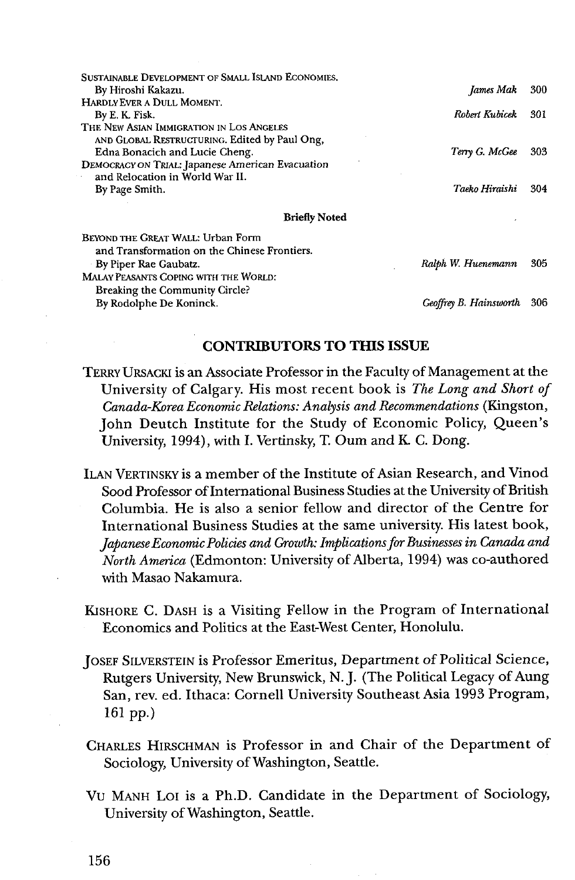| | | |
|---|---|---|
| SUSTAINABLE DEVELOPMENT OF SMALL ISLAND ECONOMIES. By Hiroshi Kakazu. | *James Mak* | 300 |
| HARDLY EVER A DULL MOMENT. By E. K. Fisk. | *Robert Kubicek* | 301 |
| THE NEW ASIAN IMMIGRATION IN LOS ANGELES AND GLOBAL RESTRUCTURING. Edited by Paul Ong, Edna Bonacich and Lucie Cheng. | *Terry G. McGee* | 303 |
| DEMOCRACY ON TRIAL: Japanese American Evacuation and Relocation in World War II. By Page Smith. | *Taeko Hiraishi* | 304 |

**Briefly Noted**

| | | |
|---|---|---|
| BEYOND THE GREAT WALL: Urban Form and Transformation on the Chinese Frontiers. By Piper Rae Gaubatz. | *Ralph W. Huenemann* | 305 |
| MALAY PEASANTS COPING WITH THE WORLD: Breaking the Community Circle? By Rodolphe De Koninck. | *Geoffrey B. Hainsworth* | 306 |

## CONTRIBUTORS TO THIS ISSUE

TERRY URSACKI is an Associate Professor in the Faculty of Management at the University of Calgary. His most recent book is *The Long and Short of Canada-Korea Economic Relations: Analysis and Recommendations* (Kingston, John Deutch Institute for the Study of Economic Policy, Queen's University, 1994), with I. Vertinsky, T. Oum and K. C. Dong.

ILAN VERTINSKY is a member of the Institute of Asian Research, and Vinod Sood Professor of International Business Studies at the University of British Columbia. He is also a senior fellow and director of the Centre for International Business Studies at the same university. His latest book, *Japanese Economic Policies and Growth: Implications for Businesses in Canada and North America* (Edmonton: University of Alberta, 1994) was co-authored with Masao Nakamura.

KISHORE C. DASH is a Visiting Fellow in the Program of International Economics and Politics at the East-West Center, Honolulu.

JOSEF SILVERSTEIN is Professor Emeritus, Department of Political Science, Rutgers University, New Brunswick, N. J. (The Political Legacy of Aung San, rev. ed. Ithaca: Cornell University Southeast Asia 1993 Program, 161 pp.)

CHARLES HIRSCHMAN is Professor in and Chair of the Department of Sociology, University of Washington, Seattle.

VU MANH LOI is a Ph.D. Candidate in the Department of Sociology, University of Washington, Seattle.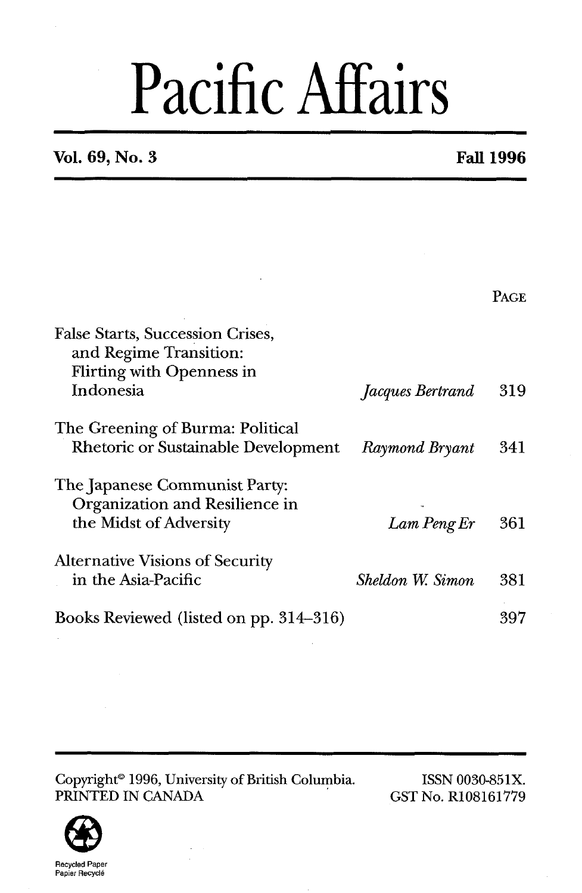# Pacific Affairs

**Vol. 69, No. 3** **Fall 1996**

| | | PAGE |
|---|---|---|
| False Starts, Succession Crises, and Regime Transition: Flirting with Openness in Indonesia | *Jacques Bertrand* | 319 |
| The Greening of Burma: Political Rhetoric or Sustainable Development | *Raymond Bryant* | 341 |
| The Japanese Communist Party: Organization and Resilience in the Midst of Adversity | *Lam Peng Er* | 361 |
| Alternative Visions of Security in the Asia-Pacific | *Sheldon W. Simon* | 381 |
| Books Reviewed (listed on pp. 314–316) | | 397 |

Copyright© 1996, University of British Columbia.
PRINTED IN CANADA

ISSN 0030-851X.
GST No. R108161779

Recycled Paper
Papier Recyclé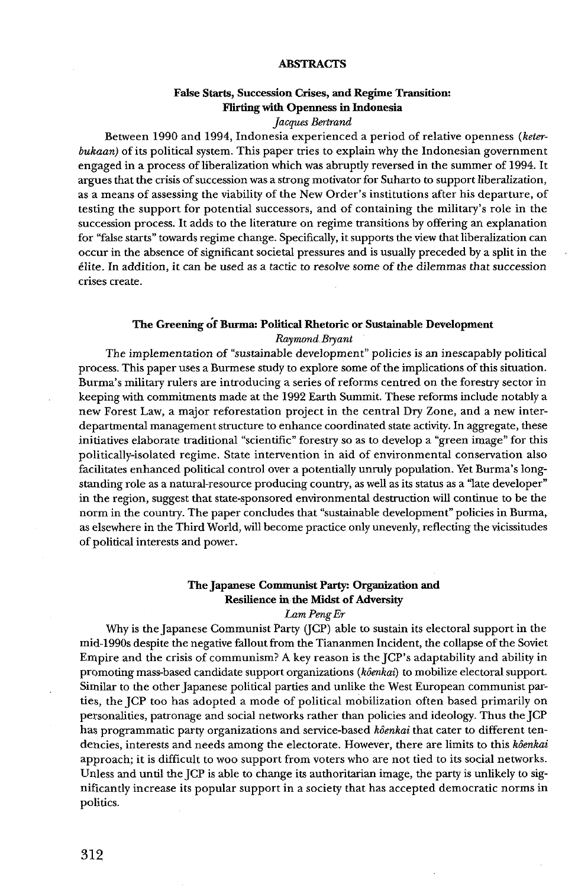# ABSTRACTS

## False Starts, Succession Crises, and Regime Transition: Flirting with Openness in Indonesia

*Jacques Bertrand*

Between 1990 and 1994, Indonesia experienced a period of relative openness (*keterbukaan*) of its political system. This paper tries to explain why the Indonesian government engaged in a process of liberalization which was abruptly reversed in the summer of 1994. It argues that the crisis of succession was a strong motivator for Suharto to support liberalization, as a means of assessing the viability of the New Order's institutions after his departure, of testing the support for potential successors, and of containing the military's role in the succession process. It adds to the literature on regime transitions by offering an explanation for "false starts" towards regime change. Specifically, it supports the view that liberalization can occur in the absence of significant societal pressures and is usually preceded by a split in the élite. In addition, it can be used as a tactic to resolve some of the dilemmas that succession crises create.

## The Greening of Burma: Political Rhetoric or Sustainable Development

*Raymond Bryant*

The implementation of "sustainable development" policies is an inescapably political process. This paper uses a Burmese study to explore some of the implications of this situation. Burma's military rulers are introducing a series of reforms centred on the forestry sector in keeping with commitments made at the 1992 Earth Summit. These reforms include notably a new Forest Law, a major reforestation project in the central Dry Zone, and a new inter-departmental management structure to enhance coordinated state activity. In aggregate, these initiatives elaborate traditional "scientific" forestry so as to develop a "green image" for this politically-isolated regime. State intervention in aid of environmental conservation also facilitates enhanced political control over a potentially unruly population. Yet Burma's long-standing role as a natural-resource producing country, as well as its status as a "late developer" in the region, suggest that state-sponsored environmental destruction will continue to be the norm in the country. The paper concludes that "sustainable development" policies in Burma, as elsewhere in the Third World, will become practice only unevenly, reflecting the vicissitudes of political interests and power.

## The Japanese Communist Party: Organization and Resilience in the Midst of Adversity

*Lam Peng Er*

Why is the Japanese Communist Party (JCP) able to sustain its electoral support in the mid-1990s despite the negative fallout from the Tiananmen Incident, the collapse of the Soviet Empire and the crisis of communism? A key reason is the JCP's adaptability and ability in promoting mass-based candidate support organizations (*kôenkai*) to mobilize electoral support. Similar to the other Japanese political parties and unlike the West European communist parties, the JCP too has adopted a mode of political mobilization often based primarily on personalities, patronage and social networks rather than policies and ideology. Thus the JCP has programmatic party organizations and service-based *kôenkai* that cater to different tendencies, interests and needs among the electorate. However, there are limits to this *kôenkai* approach; it is difficult to woo support from voters who are not tied to its social networks. Unless and until the JCP is able to change its authoritarian image, the party is unlikely to significantly increase its popular support in a society that has accepted democratic norms in politics.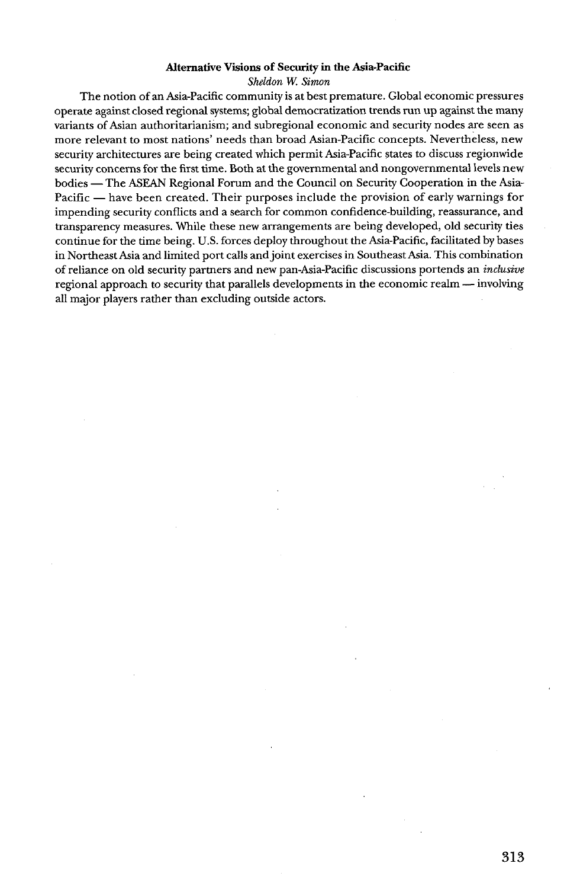### Alternative Visions of Security in the Asia-Pacific

*Sheldon W. Simon*

The notion of an Asia-Pacific community is at best premature. Global economic pressures operate against closed regional systems; global democratization trends run up against the many variants of Asian authoritarianism; and subregional economic and security nodes are seen as more relevant to most nations' needs than broad Asian-Pacific concepts. Nevertheless, new security architectures are being created which permit Asia-Pacific states to discuss regionwide security concerns for the first time. Both at the governmental and nongovernmental levels new bodies — The ASEAN Regional Forum and the Council on Security Cooperation in the Asia-Pacific — have been created. Their purposes include the provision of early warnings for impending security conflicts and a search for common confidence-building, reassurance, and transparency measures. While these new arrangements are being developed, old security ties continue for the time being. U.S. forces deploy throughout the Asia-Pacific, facilitated by bases in Northeast Asia and limited port calls and joint exercises in Southeast Asia. This combination of reliance on old security partners and new pan-Asia-Pacific discussions portends an *inclusive* regional approach to security that parallels developments in the economic realm — involving all major players rather than excluding outside actors.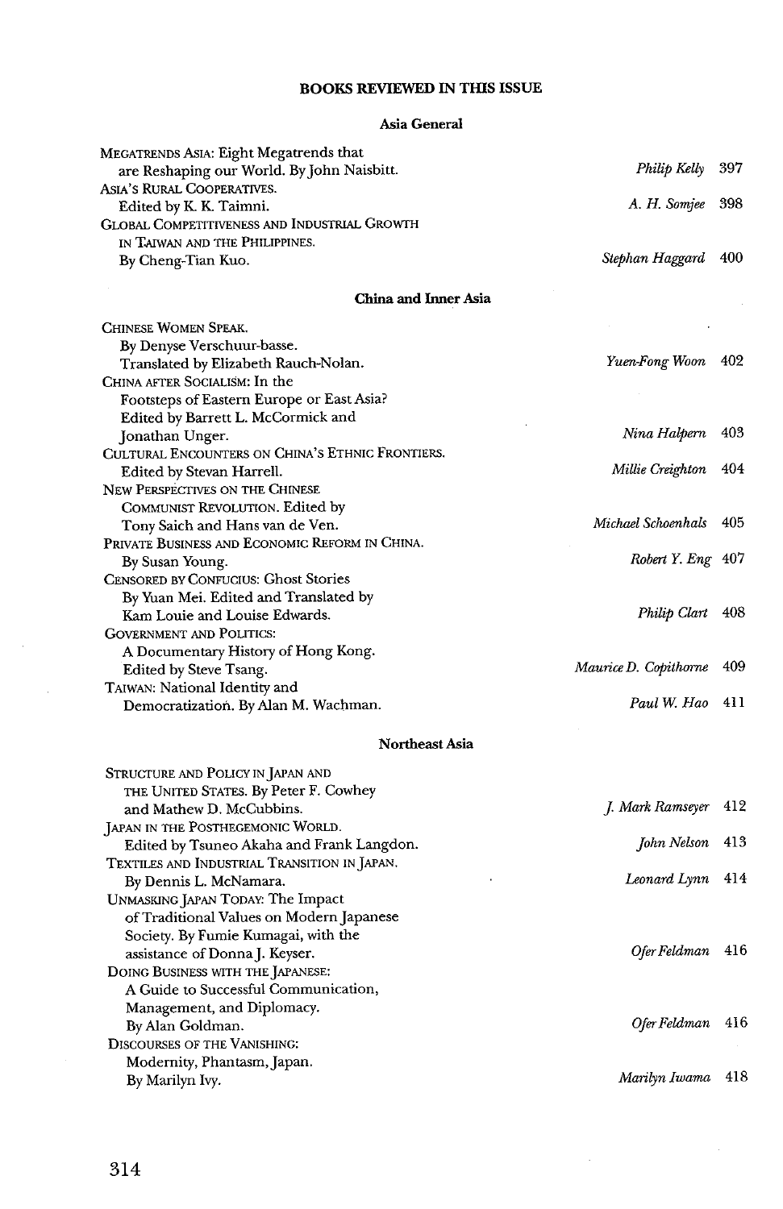## BOOKS REVIEWED IN THIS ISSUE

### Asia General

| Book | Reviewer | Page |
|---|---|---|
| MEGATRENDS ASIA: Eight Megatrends that are Reshaping our World. By John Naisbitt. | *Philip Kelly* | 397 |
| ASIA'S RURAL COOPERATIVES. Edited by K. K. Taimni. | *A. H. Somjee* | 398 |
| GLOBAL COMPETITIVENESS AND INDUSTRIAL GROWTH IN TAIWAN AND THE PHILIPPINES. By Cheng-Tian Kuo. | *Stephan Haggard* | 400 |

### China and Inner Asia

| Book | Reviewer | Page |
|---|---|---|
| CHINESE WOMEN SPEAK. By Denyse Verschuur-basse. Translated by Elizabeth Rauch-Nolan. | *Yuen-Fong Woon* | 402 |
| CHINA AFTER SOCIALISM: In the Footsteps of Eastern Europe or East Asia? Edited by Barrett L. McCormick and Jonathan Unger. | *Nina Halpern* | 403 |
| CULTURAL ENCOUNTERS ON CHINA'S ETHNIC FRONTIERS. Edited by Stevan Harrell. | *Millie Creighton* | 404 |
| NEW PERSPECTIVES ON THE CHINESE COMMUNIST REVOLUTION. Edited by Tony Saich and Hans van de Ven. | *Michael Schoenhals* | 405 |
| PRIVATE BUSINESS AND ECONOMIC REFORM IN CHINA. By Susan Young. | *Robert Y. Eng* | 407 |
| CENSORED BY CONFUCIUS: Ghost Stories By Yuan Mei. Edited and Translated by Kam Louie and Louise Edwards. | *Philip Clart* | 408 |
| GOVERNMENT AND POLITICS: A Documentary History of Hong Kong. Edited by Steve Tsang. | *Maurice D. Copithorne* | 409 |
| TAIWAN: National Identity and Democratization. By Alan M. Wachman. | *Paul W. Hao* | 411 |

### Northeast Asia

| Book | Reviewer | Page |
|---|---|---|
| STRUCTURE AND POLICY IN JAPAN AND THE UNITED STATES. By Peter F. Cowhey and Mathew D. McCubbins. | *J. Mark Ramseyer* | 412 |
| JAPAN IN THE POSTHEGEMONIC WORLD. Edited by Tsuneo Akaha and Frank Langdon. | *John Nelson* | 413 |
| TEXTILES AND INDUSTRIAL TRANSITION IN JAPAN. By Dennis L. McNamara. | *Leonard Lynn* | 414 |
| UNMASKING JAPAN TODAY: The Impact of Traditional Values on Modern Japanese Society. By Fumie Kumagai, with the assistance of Donna J. Keyser. | *Ofer Feldman* | 416 |
| DOING BUSINESS WITH THE JAPANESE: A Guide to Successful Communication, Management, and Diplomacy. By Alan Goldman. | *Ofer Feldman* | 416 |
| DISCOURSES OF THE VANISHING: Modernity, Phantasm, Japan. By Marilyn Ivy. | *Marilyn Iwama* | 418 |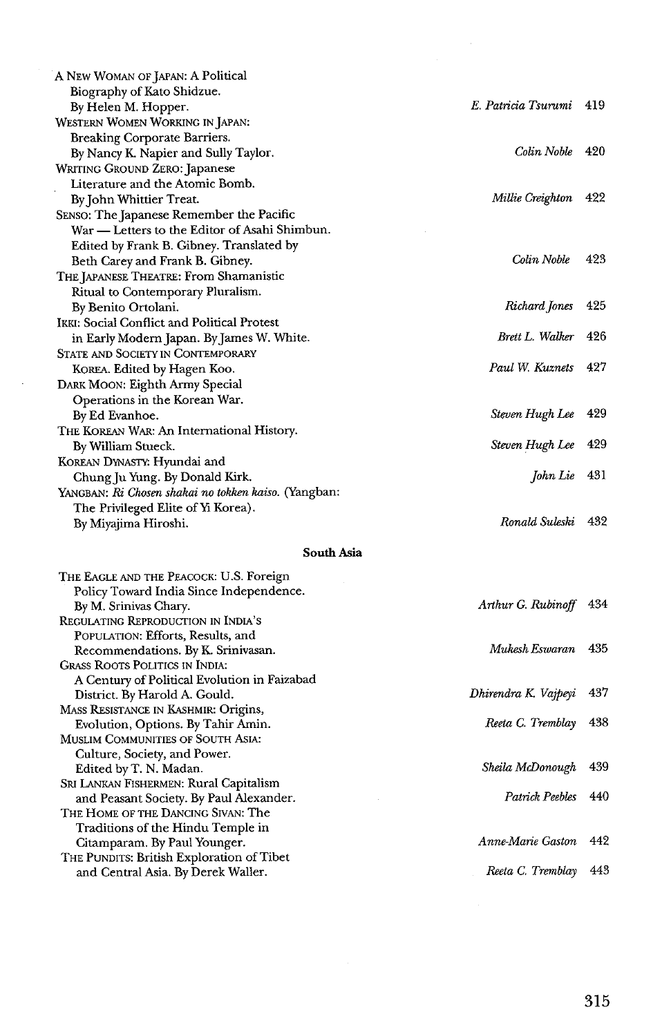A NEW WOMAN OF JAPAN: A Political Biography of Kato Shidzue. By Helen M. Hopper. — *E. Patricia Tsurumi* 419

WESTERN WOMEN WORKING IN JAPAN: Breaking Corporate Barriers. By Nancy K. Napier and Sully Taylor. — *Colin Noble* 420

WRITING GROUND ZERO: Japanese Literature and the Atomic Bomb. By John Whittier Treat. — *Millie Creighton* 422

SENSO: The Japanese Remember the Pacific War — Letters to the Editor of Asahi Shimbun. Edited by Frank B. Gibney. Translated by Beth Carey and Frank B. Gibney. — *Colin Noble* 423

THE JAPANESE THEATRE: From Shamanistic Ritual to Contemporary Pluralism. By Benito Ortolani. — *Richard Jones* 425

IKKI: Social Conflict and Political Protest in Early Modern Japan. By James W. White. — *Brett L. Walker* 426

STATE AND SOCIETY IN CONTEMPORARY KOREA. Edited by Hagen Koo. — *Paul W. Kuznets* 427

DARK MOON: Eighth Army Special Operations in the Korean War. By Ed Evanhoe. — *Steven Hugh Lee* 429

THE KOREAN WAR: An International History. By William Stueck. — *Steven Hugh Lee* 429

KOREAN DYNASTY: Hyundai and Chung Ju Yung. By Donald Kirk. — *John Lie* 431

YANGBAN: *Ri Chosen shakai no tokken kaiso.* (Yangban: The Privileged Elite of Yi Korea). By Miyajima Hiroshi. — *Ronald Suleski* 432

**South Asia**

THE EAGLE AND THE PEACOCK: U.S. Foreign Policy Toward India Since Independence. By M. Srinivas Chary. — *Arthur G. Rubinoff* 434

REGULATING REPRODUCTION IN INDIA'S POPULATION: Efforts, Results, and Recommendations. By K. Srinivasan. — *Mukesh Eswaran* 435

GRASS ROOTS POLITICS IN INDIA: A Century of Political Evolution in Faizabad District. By Harold A. Gould. — *Dhirendra K. Vajpeyi* 437

MASS RESISTANCE IN KASHMIR: Origins, Evolution, Options. By Tahir Amin. — *Reeta C. Tremblay* 438

MUSLIM COMMUNITIES OF SOUTH ASIA: Culture, Society, and Power. Edited by T. N. Madan. — *Sheila McDonough* 439

SRI LANKAN FISHERMEN: Rural Capitalism and Peasant Society. By Paul Alexander. — *Patrick Peebles* 440

THE HOME OF THE DANCING SIVAN: The Traditions of the Hindu Temple in Citamparam. By Paul Younger. — *Anne-Marie Gaston* 442

THE PUNDITS: British Exploration of Tibet and Central Asia. By Derek Waller. — *Reeta C. Tremblay* 443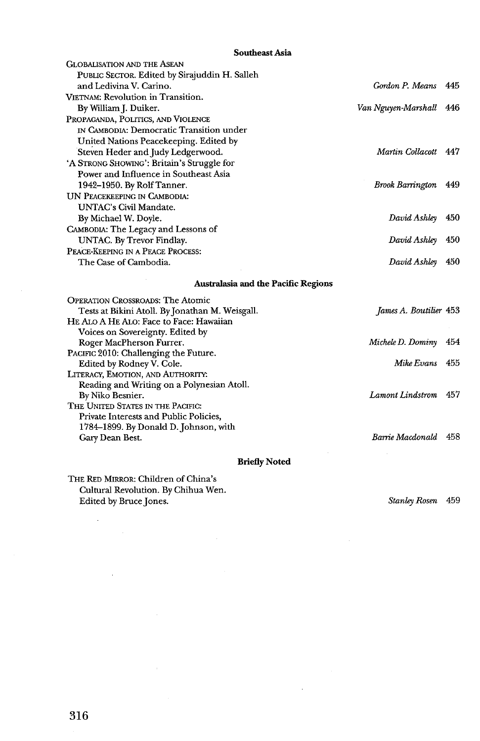## Southeast Asia

| | | |
|---|---|---|
| GLOBALISATION AND THE ASEAN PUBLIC SECTOR. Edited by Sirajuddin H. Salleh and Ledivina V. Carino. | *Gordon P. Means* | 445 |
| VIETNAM: Revolution in Transition. By William J. Duiker. | *Van Nguyen-Marshall* | 446 |
| PROPAGANDA, POLITICS, AND VIOLENCE IN CAMBODIA: Democratic Transition under United Nations Peacekeeping. Edited by Steven Heder and Judy Ledgerwood. | *Martin Collacott* | 447 |
| 'A STRONG SHOWING': Britain's Struggle for Power and Influence in Southeast Asia 1942–1950. By Rolf Tanner. | *Brook Barrington* | 449 |
| UN PEACEKEEPING IN CAMBODIA: UNTAC's Civil Mandate. By Michael W. Doyle. | *David Ashley* | 450 |
| CAMBODIA: The Legacy and Lessons of UNTAC. By Trevor Findlay. | *David Ashley* | 450 |
| PEACE-KEEPING IN A PEACE PROCESS: The Case of Cambodia. | *David Ashley* | 450 |

## Australasia and the Pacific Regions

| | | |
|---|---|---|
| OPERATION CROSSROADS: The Atomic Tests at Bikini Atoll. By Jonathan M. Weisgall. | *James A. Boutilier* | 453 |
| HE ALO A HE ALO: Face to Face: Hawaiian Voices on Sovereignty. Edited by Roger MacPherson Furrer. | *Michele D. Dominy* | 454 |
| PACIFIC 2010: Challenging the Future. Edited by Rodney V. Cole. | *Mike Evans* | 455 |
| LITERACY, EMOTION, AND AUTHORITY: Reading and Writing on a Polynesian Atoll. By Niko Besnier. | *Lamont Lindstrom* | 457 |
| THE UNITED STATES IN THE PACIFIC: Private Interests and Public Policies, 1784–1899. By Donald D. Johnson, with Gary Dean Best. | *Barrie Macdonald* | 458 |

## Briefly Noted

| | | |
|---|---|---|
| THE RED MIRROR: Children of China's Cultural Revolution. By Chihua Wen. Edited by Bruce Jones. | *Stanley Rosen* | 459 |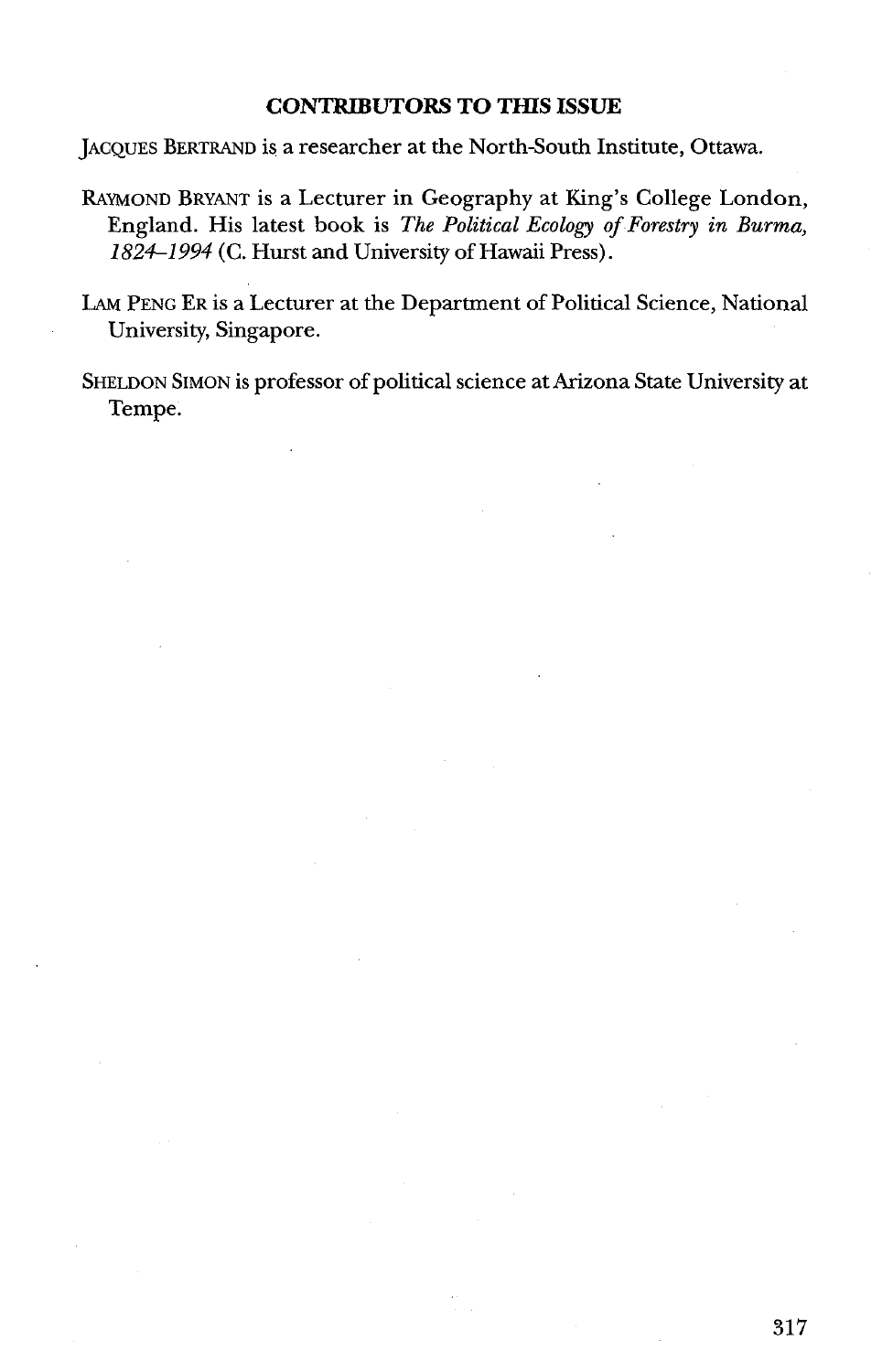## CONTRIBUTORS TO THIS ISSUE

JACQUES BERTRAND is a researcher at the North-South Institute, Ottawa.

RAYMOND BRYANT is a Lecturer in Geography at King's College London, England. His latest book is *The Political Ecology of Forestry in Burma, 1824–1994* (C. Hurst and University of Hawaii Press).

LAM PENG ER is a Lecturer at the Department of Political Science, National University, Singapore.

SHELDON SIMON is professor of political science at Arizona State University at Tempe.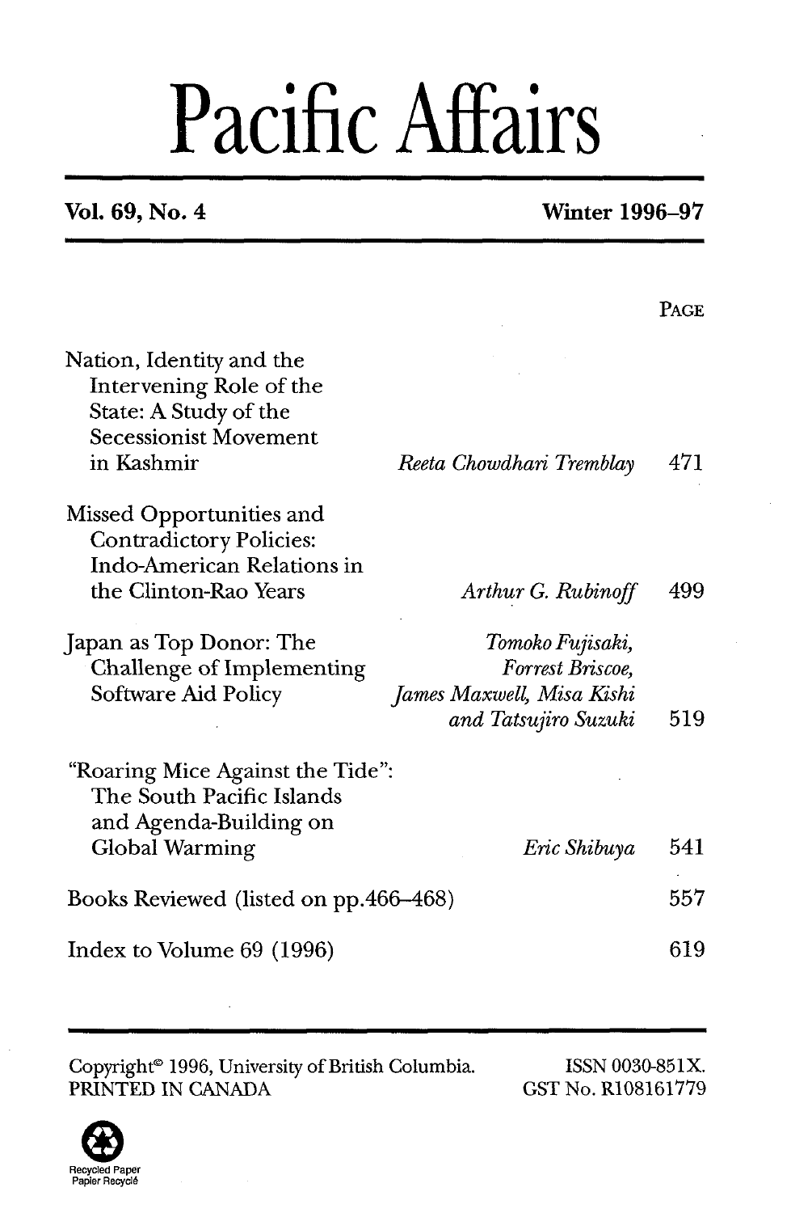# Pacific Affairs

**Vol. 69, No. 4** **Winter 1996–97**

| | | PAGE |
|---|---|---|
| Nation, Identity and the Intervening Role of the State: A Study of the Secessionist Movement in Kashmir | *Reeta Chowdhari Tremblay* | 471 |
| Missed Opportunities and Contradictory Policies: Indo-American Relations in the Clinton-Rao Years | *Arthur G. Rubinoff* | 499 |
| Japan as Top Donor: The Challenge of Implementing Software Aid Policy | *Tomoko Fujisaki, Forrest Briscoe, James Maxwell, Misa Kishi and Tatsujiro Suzuki* | 519 |
| "Roaring Mice Against the Tide": The South Pacific Islands and Agenda-Building on Global Warming | *Eric Shibuya* | 541 |
| Books Reviewed (listed on pp.466–468) | | 557 |
| Index to Volume 69 (1996) | | 619 |

Copyright© 1996, University of British Columbia.
PRINTED IN CANADA

ISSN 0030-851X.
GST No. R108161779

Recycled Paper
Papier Recyclé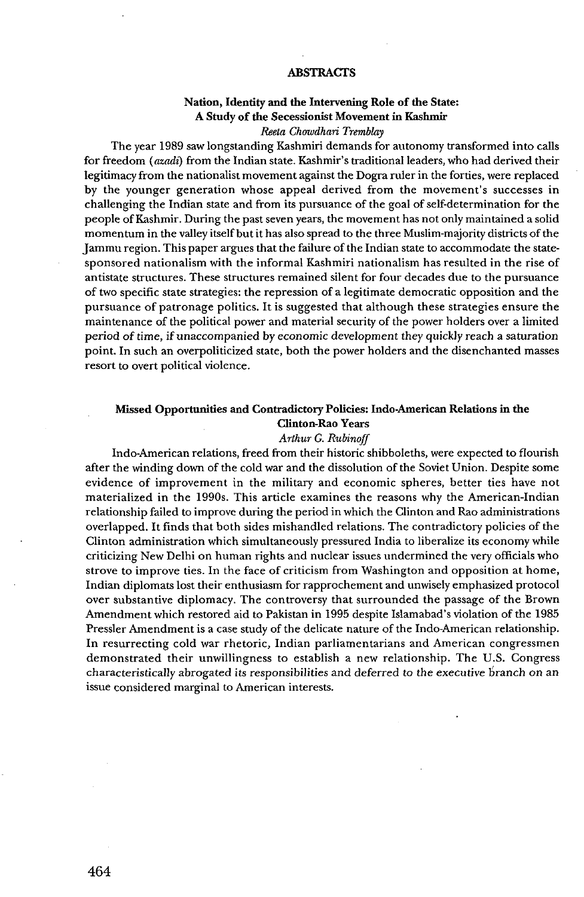## ABSTRACTS

### Nation, Identity and the Intervening Role of the State: A Study of the Secessionist Movement in Kashmir

*Reeta Chowdhari Tremblay*

The year 1989 saw longstanding Kashmiri demands for autonomy transformed into calls for freedom (*azadi*) from the Indian state. Kashmir's traditional leaders, who had derived their legitimacy from the nationalist movement against the Dogra ruler in the forties, were replaced by the younger generation whose appeal derived from the movement's successes in challenging the Indian state and from its pursuance of the goal of self-determination for the people of Kashmir. During the past seven years, the movement has not only maintained a solid momentum in the valley itself but it has also spread to the three Muslim-majority districts of the Jammu region. This paper argues that the failure of the Indian state to accommodate the state-sponsored nationalism with the informal Kashmiri nationalism has resulted in the rise of antistate structures. These structures remained silent for four decades due to the pursuance of two specific state strategies: the repression of a legitimate democratic opposition and the pursuance of patronage politics. It is suggested that although these strategies ensure the maintenance of the political power and material security of the power holders over a limited period of time, if unaccompanied by economic development they quickly reach a saturation point. In such an overpoliticized state, both the power holders and the disenchanted masses resort to overt political violence.

### Missed Opportunities and Contradictory Policies: Indo-American Relations in the Clinton-Rao Years

*Arthur G. Rubinoff*

Indo-American relations, freed from their historic shibboleths, were expected to flourish after the winding down of the cold war and the dissolution of the Soviet Union. Despite some evidence of improvement in the military and economic spheres, better ties have not materialized in the 1990s. This article examines the reasons why the American-Indian relationship failed to improve during the period in which the Clinton and Rao administrations overlapped. It finds that both sides mishandled relations. The contradictory policies of the Clinton administration which simultaneously pressured India to liberalize its economy while criticizing New Delhi on human rights and nuclear issues undermined the very officials who strove to improve ties. In the face of criticism from Washington and opposition at home, Indian diplomats lost their enthusiasm for rapprochement and unwisely emphasized protocol over substantive diplomacy. The controversy that surrounded the passage of the Brown Amendment which restored aid to Pakistan in 1995 despite Islamabad's violation of the 1985 Pressler Amendment is a case study of the delicate nature of the Indo-American relationship. In resurrecting cold war rhetoric, Indian parliamentarians and American congressmen demonstrated their unwillingness to establish a new relationship. The U.S. Congress characteristically abrogated its responsibilities and deferred to the executive branch on an issue considered marginal to American interests.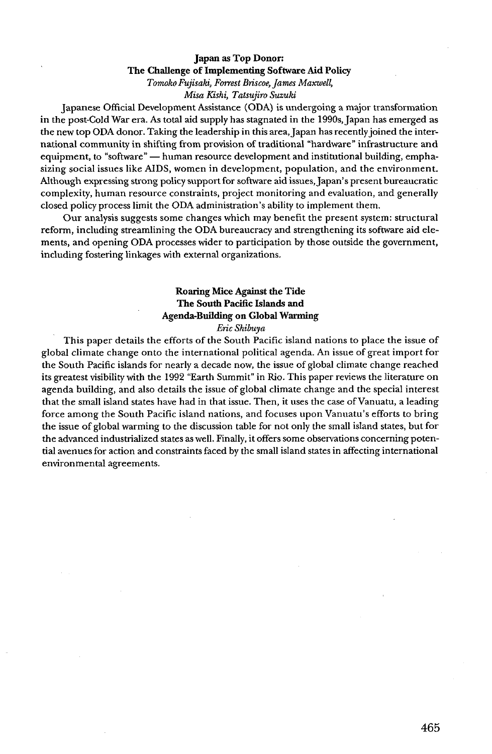### Japan as Top Donor: The Challenge of Implementing Software Aid Policy

*Tomoko Fujisaki, Forrest Briscoe, James Maxwell, Misa Kishi, Tatsujiro Suzuki*

Japanese Official Development Assistance (ODA) is undergoing a major transformation in the post-Cold War era. As total aid supply has stagnated in the 1990s, Japan has emerged as the new top ODA donor. Taking the leadership in this area, Japan has recently joined the international community in shifting from provision of traditional "hardware" infrastructure and equipment, to "software" — human resource development and institutional building, emphasizing social issues like AIDS, women in development, population, and the environment. Although expressing strong policy support for software aid issues, Japan's present bureaucratic complexity, human resource constraints, project monitoring and evaluation, and generally closed policy process limit the ODA administration's ability to implement them.

Our analysis suggests some changes which may benefit the present system: structural reform, including streamlining the ODA bureaucracy and strengthening its software aid elements, and opening ODA processes wider to participation by those outside the government, including fostering linkages with external organizations.

### Roaring Mice Against the Tide The South Pacific Islands and Agenda-Building on Global Warming

*Eric Shibuya*

This paper details the efforts of the South Pacific island nations to place the issue of global climate change onto the international political agenda. An issue of great import for the South Pacific islands for nearly a decade now, the issue of global climate change reached its greatest visibility with the 1992 "Earth Summit" in Rio. This paper reviews the literature on agenda building, and also details the issue of global climate change and the special interest that the small island states have had in that issue. Then, it uses the case of Vanuatu, a leading force among the South Pacific island nations, and focuses upon Vanuatu's efforts to bring the issue of global warming to the discussion table for not only the small island states, but for the advanced industrialized states as well. Finally, it offers some observations concerning potential avenues for action and constraints faced by the small island states in affecting international environmental agreements.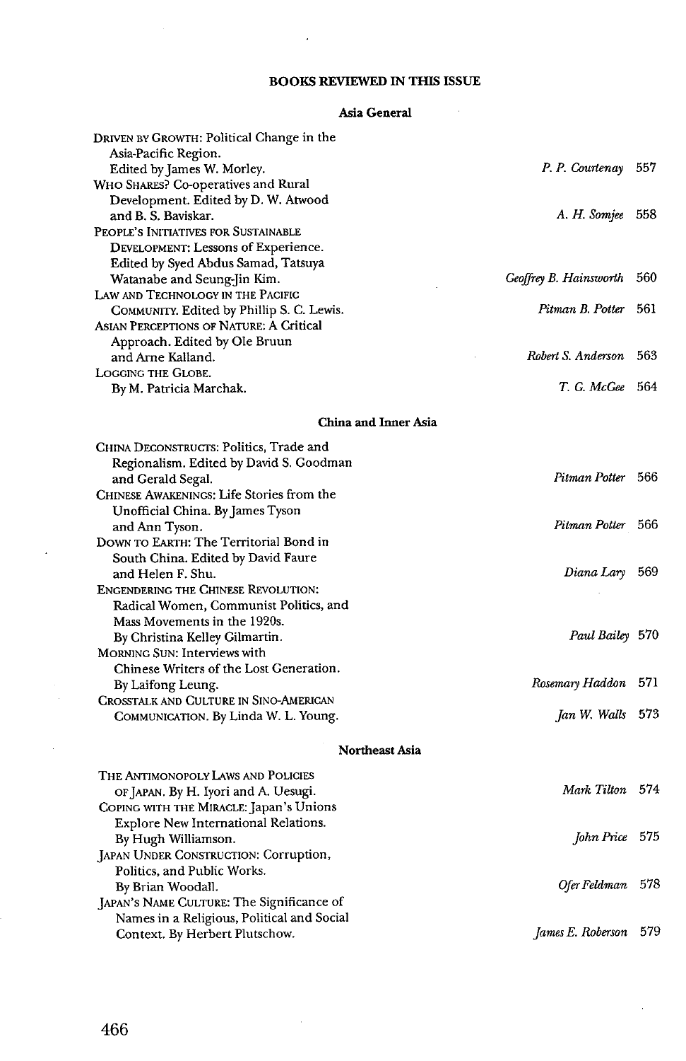## BOOKS REVIEWED IN THIS ISSUE

### Asia General

| | | |
|---|---|---|
| DRIVEN BY GROWTH: Political Change in the Asia-Pacific Region. Edited by James W. Morley. | *P. P. Courtenay* | 557 |
| WHO SHARES? Co-operatives and Rural Development. Edited by D. W. Atwood and B. S. Baviskar. | *A. H. Somjee* | 558 |
| PEOPLE'S INITIATIVES FOR SUSTAINABLE DEVELOPMENT: Lessons of Experience. Edited by Syed Abdus Samad, Tatsuya Watanabe and Seung-Jin Kim. | *Geoffrey B. Hainsworth* | 560 |
| LAW AND TECHNOLOGY IN THE PACIFIC COMMUNITY. Edited by Phillip S. C. Lewis. | *Pitman B. Potter* | 561 |
| ASIAN PERCEPTIONS OF NATURE: A Critical Approach. Edited by Ole Bruun and Arne Kalland. | *Robert S. Anderson* | 563 |
| LOGGING THE GLOBE. By M. Patricia Marchak. | *T. G. McGee* | 564 |

### China and Inner Asia

| | | |
|---|---|---|
| CHINA DECONSTRUCTS: Politics, Trade and Regionalism. Edited by David S. Goodman and Gerald Segal. | *Pitman Potter* | 566 |
| CHINESE AWAKENINGS: Life Stories from the Unofficial China. By James Tyson and Ann Tyson. | *Pitman Potter* | 566 |
| DOWN TO EARTH: The Territorial Bond in South China. Edited by David Faure and Helen F. Shu. | *Diana Lary* | 569 |
| ENGENDERING THE CHINESE REVOLUTION: Radical Women, Communist Politics, and Mass Movements in the 1920s. By Christina Kelley Gilmartin. | *Paul Bailey* | 570 |
| MORNING SUN: Interviews with Chinese Writers of the Lost Generation. By Laifong Leung. | *Rosemary Haddon* | 571 |
| CROSSTALK AND CULTURE IN SINO-AMERICAN COMMUNICATION. By Linda W. L. Young. | *Jan W. Walls* | 573 |

### Northeast Asia

| | | |
|---|---|---|
| THE ANTIMONOPOLY LAWS AND POLICIES OF JAPAN. By H. Iyori and A. Uesugi. | *Mark Tilton* | 574 |
| COPING WITH THE MIRACLE: Japan's Unions Explore New International Relations. By Hugh Williamson. | *John Price* | 575 |
| JAPAN UNDER CONSTRUCTION: Corruption, Politics, and Public Works. By Brian Woodall. | *Ofer Feldman* | 578 |
| JAPAN'S NAME CULTURE: The Significance of Names in a Religious, Political and Social Context. By Herbert Plutschow. | *James E. Roberson* | 579 |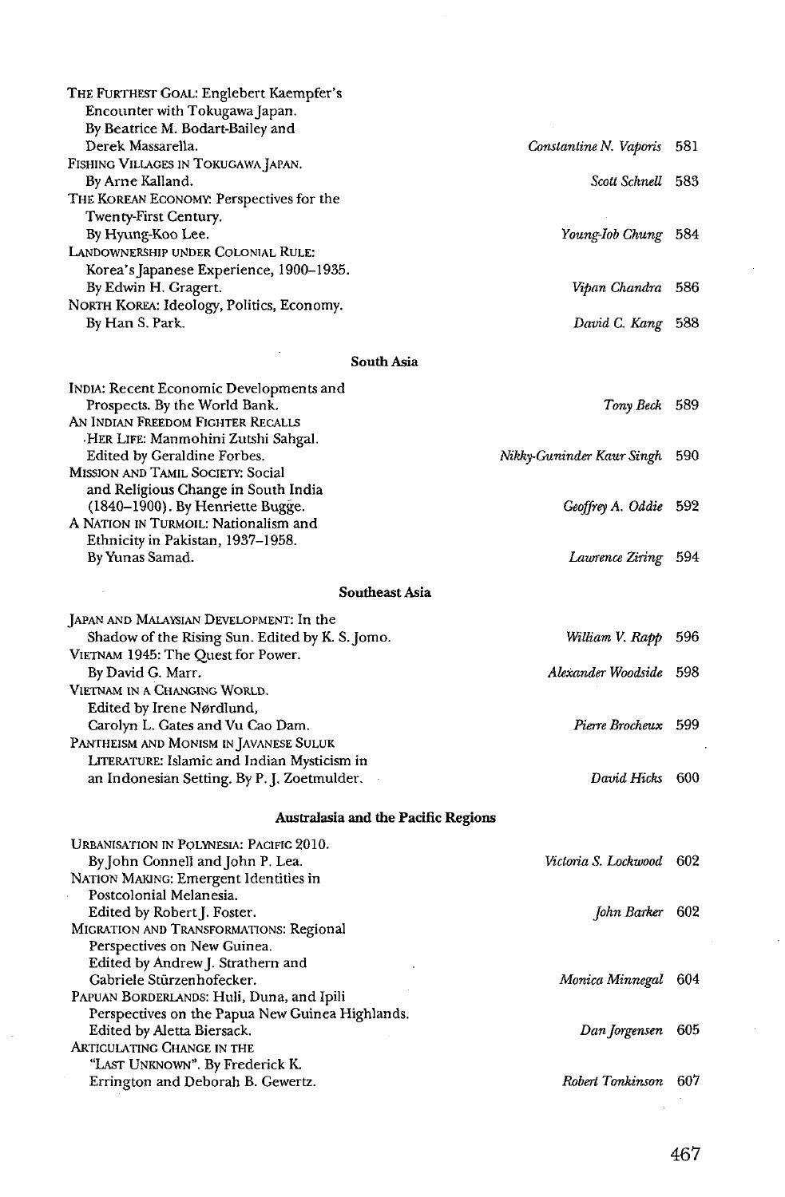THE FURTHEST GOAL: Englebert Kaempfer's Encounter with Tokugawa Japan. By Beatrice M. Bodart-Bailey and Derek Massarella. — *Constantine N. Vaporis* 581

FISHING VILLAGES IN TOKUGAWA JAPAN. By Arne Kalland. — *Scott Schnell* 583

THE KOREAN ECONOMY: Perspectives for the Twenty-First Century. By Hyung-Koo Lee. — *Young-Iob Chung* 584

LANDOWNERSHIP UNDER COLONIAL RULE: Korea's Japanese Experience, 1900–1935. By Edwin H. Gragert. — *Vipan Chandra* 586

NORTH KOREA: Ideology, Politics, Economy. By Han S. Park. — *David C. Kang* 588

## South Asia

INDIA: Recent Economic Developments and Prospects. By the World Bank. — *Tony Beck* 589

AN INDIAN FREEDOM FIGHTER RECALLS HER LIFE: Manmohini Zutshi Sahgal. Edited by Geraldine Forbes. — *Nikky-Guninder Kaur Singh* 590

MISSION AND TAMIL SOCIETY: Social and Religious Change in South India (1840–1900). By Henriette Bugge. — *Geoffrey A. Oddie* 592

A NATION IN TURMOIL: Nationalism and Ethnicity in Pakistan, 1937–1958. By Yunas Samad. — *Lawrence Ziring* 594

## Southeast Asia

JAPAN AND MALAYSIAN DEVELOPMENT: In the Shadow of the Rising Sun. Edited by K. S. Jomo. — *William V. Rapp* 596

VIETNAM 1945: The Quest for Power. By David G. Marr. — *Alexander Woodside* 598

VIETNAM IN A CHANGING WORLD. Edited by Irene Nørdlund, Carolyn L. Gates and Vu Cao Dam. — *Pierre Brocheux* 599

PANTHEISM AND MONISM IN JAVANESE SULUK LITERATURE: Islamic and Indian Mysticism in an Indonesian Setting. By P. J. Zoetmulder. — *David Hicks* 600

## Australasia and the Pacific Regions

URBANISATION IN POLYNESIA: PACIFIC 2010. By John Connell and John P. Lea. — *Victoria S. Lockwood* 602

NATION MAKING: Emergent Identities in Postcolonial Melanesia. Edited by Robert J. Foster. — *John Barker* 602

MIGRATION AND TRANSFORMATIONS: Regional Perspectives on New Guinea. Edited by Andrew J. Strathern and Gabriele Stürzenhofecker. — *Monica Minnegal* 604

PAPUAN BORDERLANDS: Huli, Duna, and Ipili Perspectives on the Papua New Guinea Highlands. Edited by Aletta Biersack. — *Dan Jorgensen* 605

ARTICULATING CHANGE IN THE "LAST UNKNOWN". By Frederick K. Errington and Deborah B. Gewertz. — *Robert Tonkinson* 607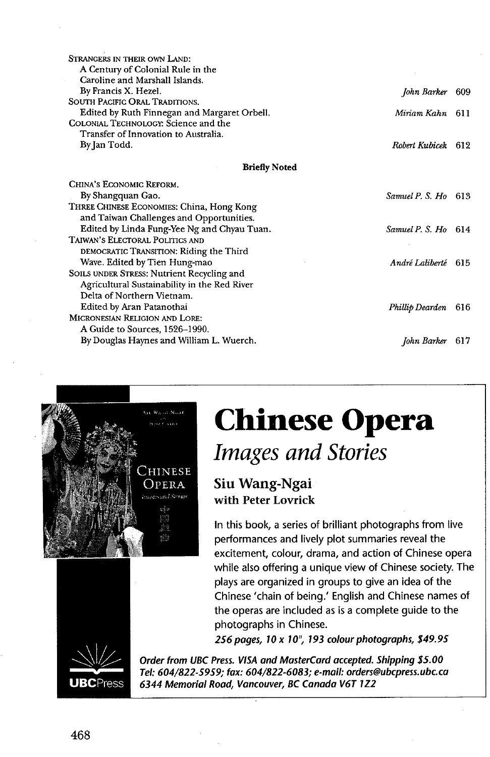STRANGERS IN THEIR OWN LAND: A Century of Colonial Rule in the Caroline and Marshall Islands. By Francis X. Hezel. — *John Barker* 609

SOUTH PACIFIC ORAL TRADITIONS. Edited by Ruth Finnegan and Margaret Orbell. — *Miriam Kahn* 611

COLONIAL TECHNOLOGY: Science and the Transfer of Innovation to Australia. By Jan Todd. — *Robert Kubicek* 612

**Briefly Noted**

CHINA'S ECONOMIC REFORM. By Shangquan Gao. — *Samuel P. S. Ho* 613

THREE CHINESE ECONOMIES: China, Hong Kong and Taiwan Challenges and Opportunities. Edited by Linda Fung-Yee Ng and Chyau Tuan. — *Samuel P. S. Ho* 614

TAIWAN'S ELECTORAL POLITICS AND DEMOCRATIC TRANSITION: Riding the Third Wave. Edited by Tien Hung-mao — *André Laliberté* 615

SOILS UNDER STRESS: Nutrient Recycling and Agricultural Sustainability in the Red River Delta of Northern Vietnam. Edited by Aran Patanothai — *Phillip Dearden* 616

MICRONESIAN RELIGION AND LORE: A Guide to Sources, 1526–1990. By Douglas Haynes and William L. Wuerch. — *John Barker* 617

# Chinese Opera

## *Images and Stories*

### Siu Wang-Ngai
**with Peter Lovrick**

In this book, a series of brilliant photographs from live performances and lively plot summaries reveal the excitement, colour, drama, and action of Chinese opera while also offering a unique view of Chinese society. The plays are organized in groups to give an idea of the Chinese 'chain of being.' English and Chinese names of the operas are included as is a complete guide to the photographs in Chinese.

***256 pages, 10 x 10", 193 colour photographs, $49.95***

UBCPress

***Order from UBC Press. VISA and MasterCard accepted. Shipping $5.00***
***Tel: 604/822-5959; fax: 604/822-6083; e-mail: orders@ubcpress.ubc.ca***
***6344 Memorial Road, Vancouver, BC Canada V6T 1Z2***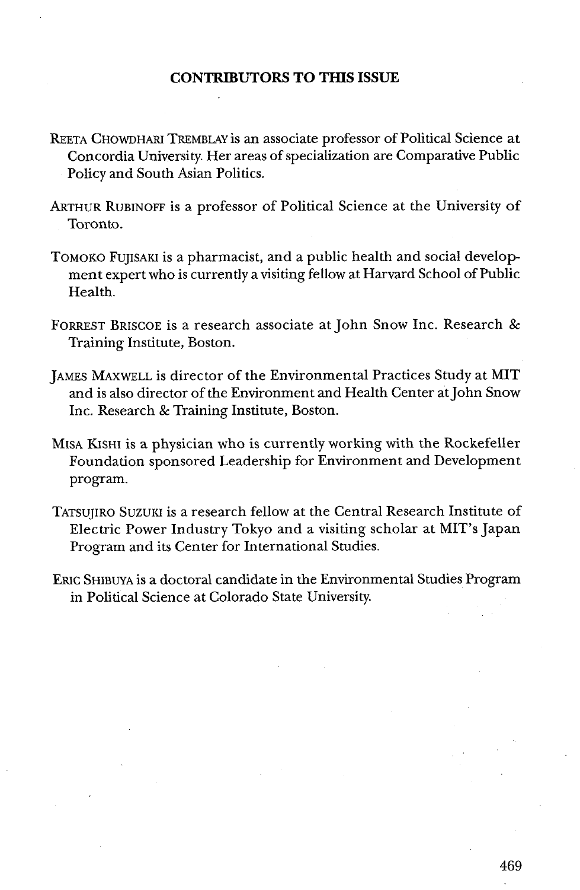## CONTRIBUTORS TO THIS ISSUE

REETA CHOWDHARI TREMBLAY is an associate professor of Political Science at Concordia University. Her areas of specialization are Comparative Public Policy and South Asian Politics.

ARTHUR RUBINOFF is a professor of Political Science at the University of Toronto.

TOMOKO FUJISAKI is a pharmacist, and a public health and social development expert who is currently a visiting fellow at Harvard School of Public Health.

FORREST BRISCOE is a research associate at John Snow Inc. Research & Training Institute, Boston.

JAMES MAXWELL is director of the Environmental Practices Study at MIT and is also director of the Environment and Health Center at John Snow Inc. Research & Training Institute, Boston.

MISA KISHI is a physician who is currently working with the Rockefeller Foundation sponsored Leadership for Environment and Development program.

TATSUJIRO SUZUKI is a research fellow at the Central Research Institute of Electric Power Industry Tokyo and a visiting scholar at MIT's Japan Program and its Center for International Studies.

ERIC SHIBUYA is a doctoral candidate in the Environmental Studies Program in Political Science at Colorado State University.